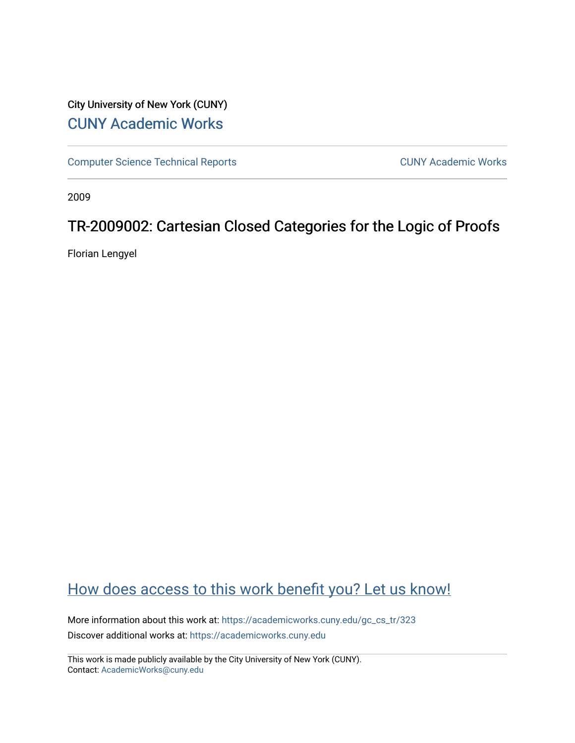City University of New York (CUNY)

# CUNY Academic Works

Computer Science Technical Reports | CUNY Academic Works

2009

## TR-2009002: Cartesian Closed Categories for the Logic of Proofs

Florian Lengyel

How does access to this work benefit you? Let us know!

More information about this work at: https://academicworks.cuny.edu/gc_cs_tr/323

Discover additional works at: https://academicworks.cuny.edu

This work is made publicly available by the City University of New York (CUNY).
Contact: AcademicWorks@cuny.edu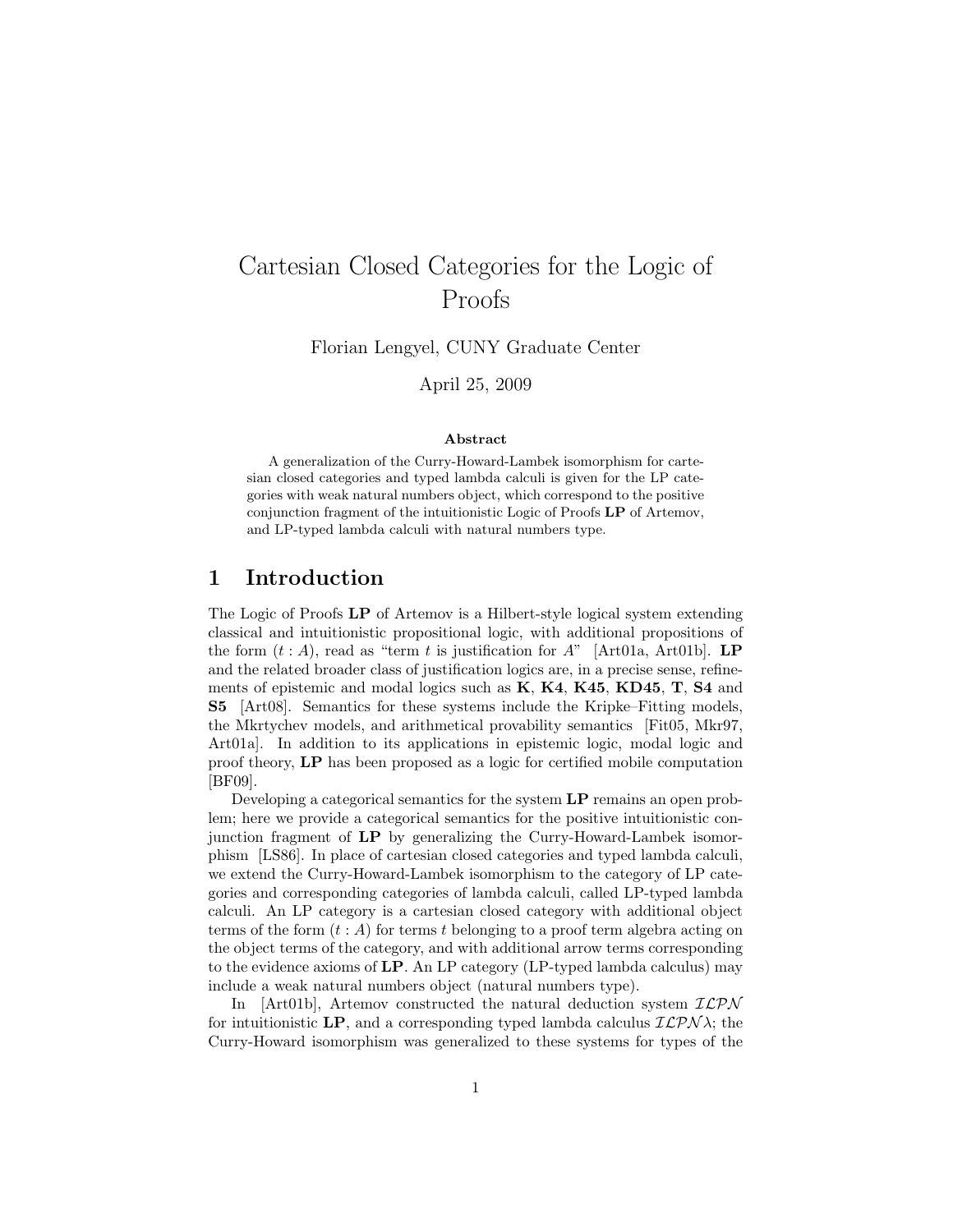# Cartesian Closed Categories for the Logic of Proofs

Florian Lengyel, CUNY Graduate Center

April 25, 2009

**Abstract**

A generalization of the Curry-Howard-Lambek isomorphism for cartesian closed categories and typed lambda calculi is given for the LP categories with weak natural numbers object, which correspond to the positive conjunction fragment of the intuitionistic Logic of Proofs **LP** of Artemov, and LP-typed lambda calculi with natural numbers type.

## 1 Introduction

The Logic of Proofs **LP** of Artemov is a Hilbert-style logical system extending classical and intuitionistic propositional logic, with additional propositions of the form $(t : A)$, read as "term $t$ is justification for $A$" [Art01a, Art01b]. **LP** and the related broader class of justification logics are, in a precise sense, refinements of epistemic and modal logics such as **K**, **K4**, **K45**, **KD45**, **T**, **S4** and **S5** [Art08]. Semantics for these systems include the Kripke–Fitting models, the Mkrtychev models, and arithmetical provability semantics [Fit05, Mkr97, Art01a]. In addition to its applications in epistemic logic, modal logic and proof theory, **LP** has been proposed as a logic for certified mobile computation [BF09].

Developing a categorical semantics for the system **LP** remains an open problem; here we provide a categorical semantics for the positive intuitionistic conjunction fragment of **LP** by generalizing the Curry-Howard-Lambek isomorphism [LS86]. In place of cartesian closed categories and typed lambda calculi, we extend the Curry-Howard-Lambek isomorphism to the category of LP categories and corresponding categories of lambda calculi, called LP-typed lambda calculi. An LP category is a cartesian closed category with additional object terms of the form $(t : A)$ for terms $t$ belonging to a proof term algebra acting on the object terms of the category, and with additional arrow terms corresponding to the evidence axioms of **LP**. An LP category (LP-typed lambda calculus) may include a weak natural numbers object (natural numbers type).

In [Art01b], Artemov constructed the natural deduction system $\mathcal{ILPN}$ for intuitionistic **LP**, and a corresponding typed lambda calculus $\mathcal{ILPN}\lambda$; the Curry-Howard isomorphism was generalized to these systems for types of the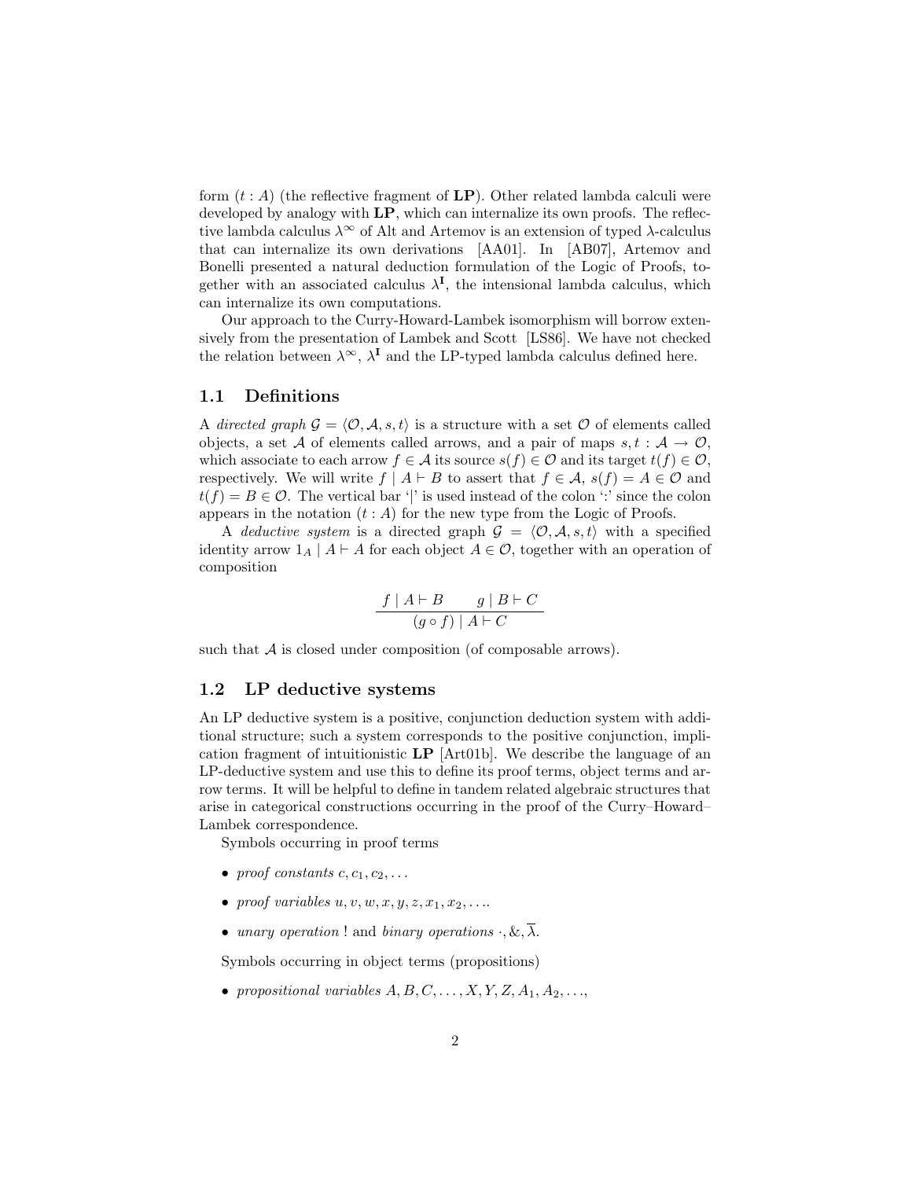form $(t : A)$ (the reflective fragment of **LP**). Other related lambda calculi were developed by analogy with **LP**, which can internalize its own proofs. The reflective lambda calculus $\lambda^\infty$ of Alt and Artemov is an extension of typed $\lambda$-calculus that can internalize its own derivations [AA01]. In [AB07], Artemov and Bonelli presented a natural deduction formulation of the Logic of Proofs, together with an associated calculus $\lambda^{\mathbf{I}}$, the intensional lambda calculus, which can internalize its own computations.

Our approach to the Curry-Howard-Lambek isomorphism will borrow extensively from the presentation of Lambek and Scott [LS86]. We have not checked the relation between $\lambda^\infty$, $\lambda^{\mathbf{I}}$ and the LP-typed lambda calculus defined here.

## 1.1 Definitions

A *directed graph* $\mathcal{G} = \langle \mathcal{O}, \mathcal{A}, s, t \rangle$ is a structure with a set $\mathcal{O}$ of elements called objects, a set $\mathcal{A}$ of elements called arrows, and a pair of maps $s, t : \mathcal{A} \to \mathcal{O}$, which associate to each arrow $f \in \mathcal{A}$ its source $s(f) \in \mathcal{O}$ and its target $t(f) \in \mathcal{O}$, respectively. We will write $f \mid A \vdash B$ to assert that $f \in \mathcal{A}$, $s(f) = A \in \mathcal{O}$ and $t(f) = B \in \mathcal{O}$. The vertical bar '|' is used instead of the colon ':' since the colon appears in the notation $(t : A)$ for the new type from the Logic of Proofs.

A *deductive system* is a directed graph $\mathcal{G} = \langle \mathcal{O}, \mathcal{A}, s, t \rangle$ with a specified identity arrow $1_A \mid A \vdash A$ for each object $A \in \mathcal{O}$, together with an operation of composition

$$\frac{f \mid A \vdash B \qquad g \mid B \vdash C}{(g \circ f) \mid A \vdash C}$$

such that $\mathcal{A}$ is closed under composition (of composable arrows).

## 1.2 LP deductive systems

An LP deductive system is a positive, conjunction deduction system with additional structure; such a system corresponds to the positive conjunction, implication fragment of intuitionistic **LP** [Art01b]. We describe the language of an LP-deductive system and use this to define its proof terms, object terms and arrow terms. It will be helpful to define in tandem related algebraic structures that arise in categorical constructions occurring in the proof of the Curry–Howard–Lambek correspondence.

Symbols occurring in proof terms

- *proof constants* $c, c_1, c_2, \ldots$
- *proof variables* $u, v, w, x, y, z, x_1, x_2, \ldots$.
- *unary operation* $!$ and *binary operations* $\cdot, \&, \overline{\lambda}$.

Symbols occurring in object terms (propositions)

- *propositional variables* $A, B, C, \ldots, X, Y, Z, A_1, A_2, \ldots$,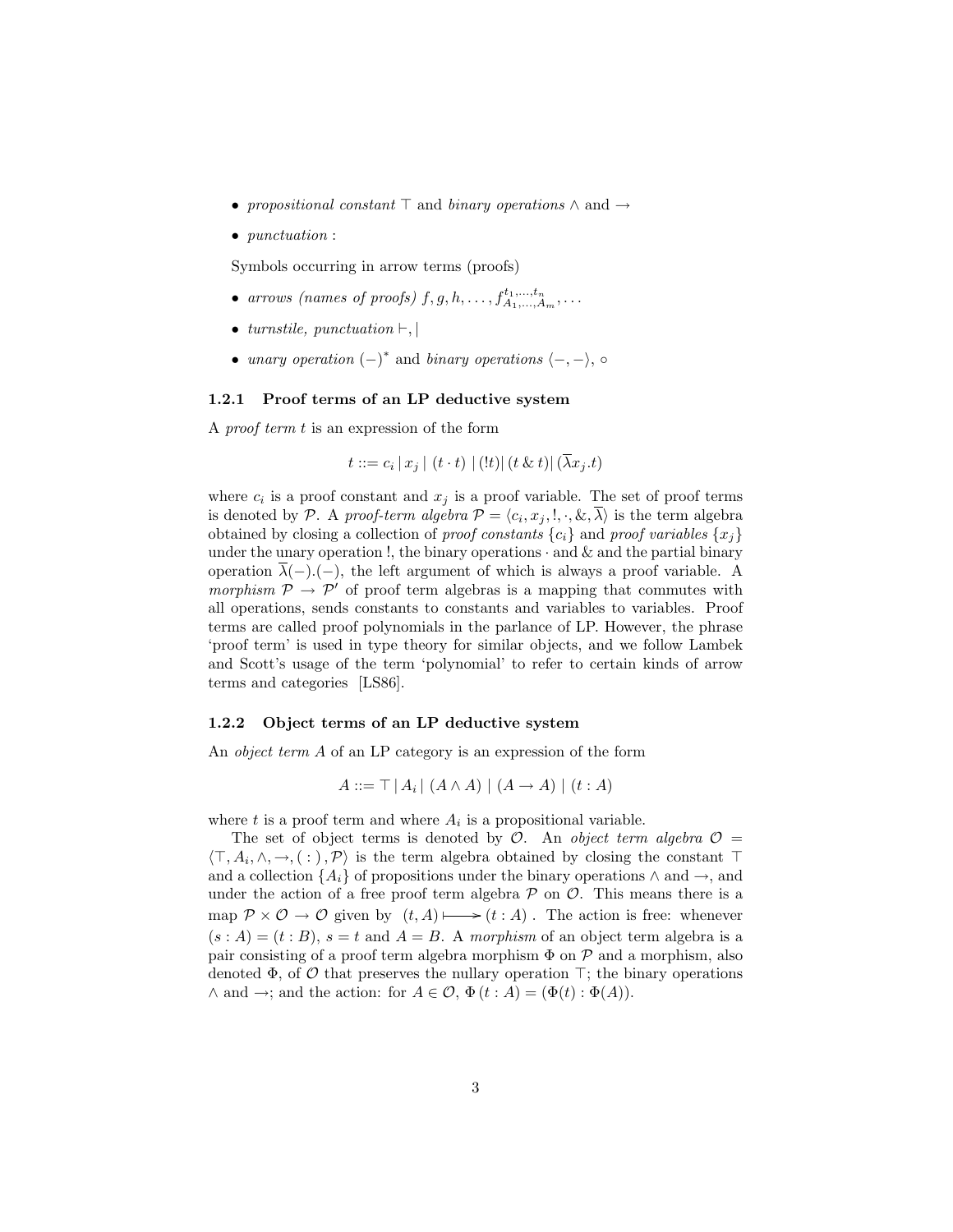- *propositional constant* $\top$ and *binary operations* $\wedge$ and $\to$
- *punctuation* :

Symbols occurring in arrow terms (proofs)

- *arrows (names of proofs)* $f, g, h, \ldots, f^{t_1,\ldots,t_n}_{A_1,\ldots,A_m}, \ldots$
- *turnstile, punctuation* $\vdash, |$
- *unary operation* $(-)^*$ and *binary operations* $\langle -, - \rangle$, $\circ$

### 1.2.1 Proof terms of an LP deductive system

A *proof term* $t$ is an expression of the form

$$t ::= c_i \,|\, x_j \,|\, (t \cdot t) \,|\, (!t) |\, (t \,\&\, t) |\, (\overline{\lambda} x_j.t)$$

where $c_i$ is a proof constant and $x_j$ is a proof variable. The set of proof terms is denoted by $\mathcal{P}$. A *proof-term algebra* $\mathcal{P} = \langle c_i, x_j, !, \cdot, \&, \overline{\lambda} \rangle$ is the term algebra obtained by closing a collection of *proof constants* $\{c_i\}$ and *proof variables* $\{x_j\}$ under the unary operation !, the binary operations $\cdot$ and & and the partial binary operation $\overline{\lambda}(-).(-)$, the left argument of which is always a proof variable. A *morphism* $\mathcal{P} \to \mathcal{P}'$ of proof term algebras is a mapping that commutes with all operations, sends constants to constants and variables to variables. Proof terms are called proof polynomials in the parlance of LP. However, the phrase 'proof term' is used in type theory for similar objects, and we follow Lambek and Scott's usage of the term 'polynomial' to refer to certain kinds of arrow terms and categories [LS86].

### 1.2.2 Object terms of an LP deductive system

An *object term* $A$ of an LP category is an expression of the form

$$A ::= \top \,|\, A_i \,|\, (A \wedge A) \,|\, (A \to A) \,|\, (t : A)$$

where $t$ is a proof term and where $A_i$ is a propositional variable.

The set of object terms is denoted by $\mathcal{O}$. An *object term algebra* $\mathcal{O} = \langle \top, A_i, \wedge, \to, (\,:\,), \mathcal{P} \rangle$ is the term algebra obtained by closing the constant $\top$ and a collection $\{A_i\}$ of propositions under the binary operations $\wedge$ and $\to$, and under the action of a free proof term algebra $\mathcal{P}$ on $\mathcal{O}$. This means there is a map $\mathcal{P} \times \mathcal{O} \to \mathcal{O}$ given by $(t, A) \longmapsto (t : A)$. The action is free: whenever $(s : A) = (t : B)$, $s = t$ and $A = B$. A *morphism* of an object term algebra is a pair consisting of a proof term algebra morphism $\Phi$ on $\mathcal{P}$ and a morphism, also denoted $\Phi$, of $\mathcal{O}$ that preserves the nullary operation $\top$; the binary operations $\wedge$ and $\to$; and the action: for $A \in \mathcal{O}$, $\Phi\,(t : A) = (\Phi(t) : \Phi(A))$.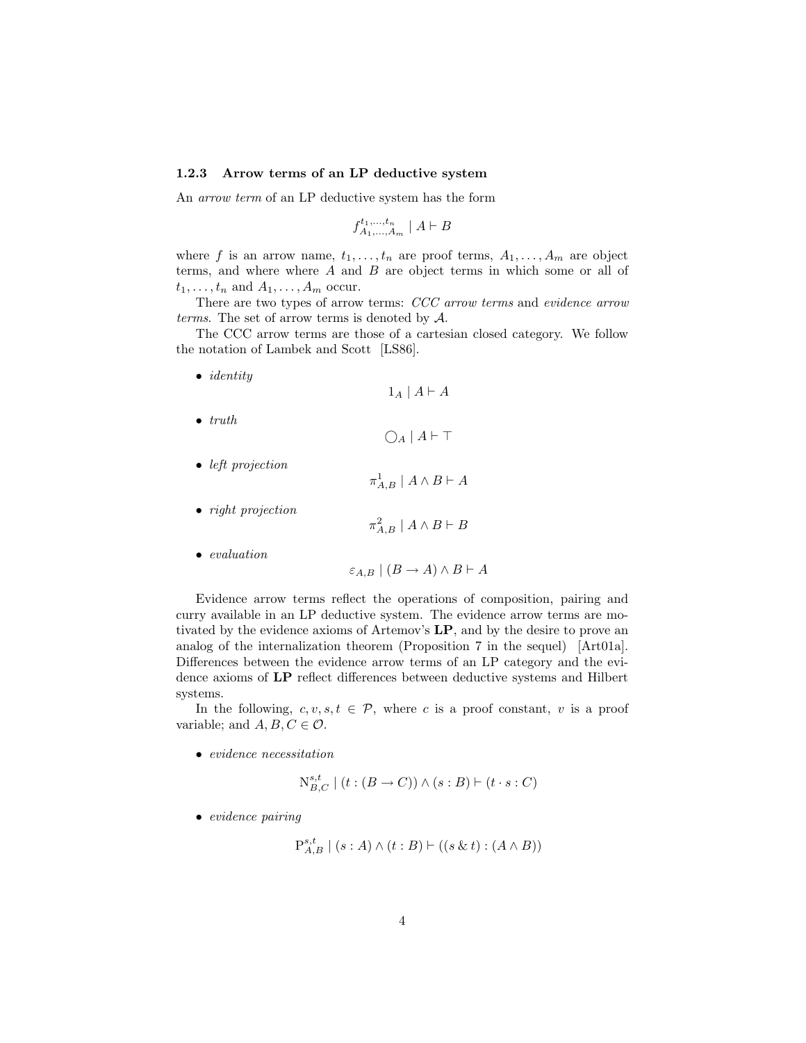### 1.2.3 Arrow terms of an LP deductive system

An *arrow term* of an LP deductive system has the form

$$f^{t_1,\ldots,t_n}_{A_1,\ldots,A_m} \mid A \vdash B$$

where $f$ is an arrow name, $t_1, \ldots, t_n$ are proof terms, $A_1, \ldots, A_m$ are object terms, and where where $A$ and $B$ are object terms in which some or all of $t_1, \ldots, t_n$ and $A_1, \ldots, A_m$ occur.

There are two types of arrow terms: *CCC arrow terms* and *evidence arrow terms*. The set of arrow terms is denoted by $\mathcal{A}$.

The CCC arrow terms are those of a cartesian closed category. We follow the notation of Lambek and Scott [LS86].

- *identity*
$$1_A \mid A \vdash A$$
- *truth*
$$\bigcirc_A \mid A \vdash \top$$
- *left projection*
$$\pi^1_{A,B} \mid A \wedge B \vdash A$$
- *right projection*
$$\pi^2_{A,B} \mid A \wedge B \vdash B$$
- *evaluation*
$$\varepsilon_{A,B} \mid (B \to A) \wedge B \vdash A$$

Evidence arrow terms reflect the operations of composition, pairing and curry available in an LP deductive system. The evidence arrow terms are motivated by the evidence axioms of Artemov's **LP**, and by the desire to prove an analog of the internalization theorem (Proposition 7 in the sequel) [Art01a]. Differences between the evidence arrow terms of an LP category and the evidence axioms of **LP** reflect differences between deductive systems and Hilbert systems.

In the following, $c, v, s, t \in \mathcal{P}$, where $c$ is a proof constant, $v$ is a proof variable; and $A, B, C \in \mathcal{O}$.

- *evidence necessitation*
$$\mathrm{N}^{s,t}_{B,C} \mid (t : (B \to C)) \wedge (s : B) \vdash (t \cdot s : C)$$
- *evidence pairing*
$$\mathrm{P}^{s,t}_{A,B} \mid (s : A) \wedge (t : B) \vdash ((s \,\&\, t) : (A \wedge B))$$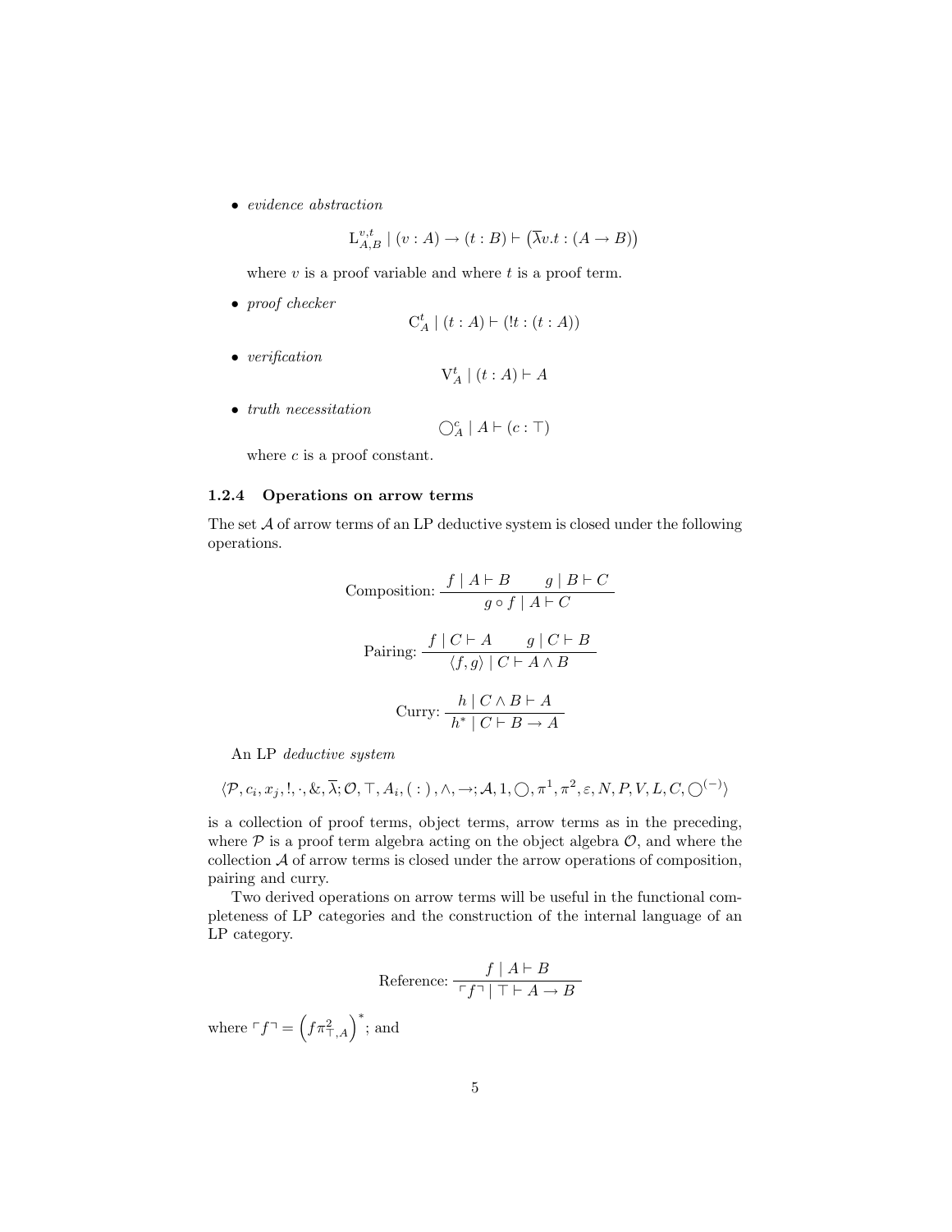- *evidence abstraction*

$$\mathrm{L}^{v,t}_{A,B} \mid (v : A) \to (t : B) \vdash \left(\overline{\lambda} v.t : (A \to B)\right)$$

where $v$ is a proof variable and where $t$ is a proof term.

- *proof checker*

$$\mathrm{C}^{t}_{A} \mid (t : A) \vdash (!t : (t : A))$$

- *verification*

$$\mathrm{V}^{t}_{A} \mid (t : A) \vdash A$$

- *truth necessitation*

$$\bigcirc^{c}_{A} \mid A \vdash (c : \top)$$

where $c$ is a proof constant.

#### 1.2.4 Operations on arrow terms

The set $\mathcal{A}$ of arrow terms of an LP deductive system is closed under the following operations.

$$\text{Composition: } \frac{f \mid A \vdash B \qquad g \mid B \vdash C}{g \circ f \mid A \vdash C}$$

$$\text{Pairing: } \frac{f \mid C \vdash A \qquad g \mid C \vdash B}{\langle f, g \rangle \mid C \vdash A \wedge B}$$

$$\text{Curry: } \frac{h \mid C \wedge B \vdash A}{h^{*} \mid C \vdash B \to A}$$

An LP *deductive system*

$$\langle \mathcal{P}, c_i, x_j, !, \cdot, \&, \overline{\lambda}; \mathcal{O}, \top, A_i, (\ :\ ), \wedge, \to; \mathcal{A}, 1, \bigcirc, \pi^1, \pi^2, \varepsilon, N, P, V, L, C, \bigcirc^{(-)} \rangle$$

is a collection of proof terms, object terms, arrow terms as in the preceding, where $\mathcal{P}$ is a proof term algebra acting on the object algebra $\mathcal{O}$, and where the collection $\mathcal{A}$ of arrow terms is closed under the arrow operations of composition, pairing and curry.

Two derived operations on arrow terms will be useful in the functional completeness of LP categories and the construction of the internal language of an LP category.

$$\text{Reference: } \frac{f \mid A \vdash B}{\ulcorner f \urcorner \mid \top \vdash A \to B}$$

where $\ulcorner f \urcorner = \left(f \pi^2_{\top,A}\right)^{*}$; and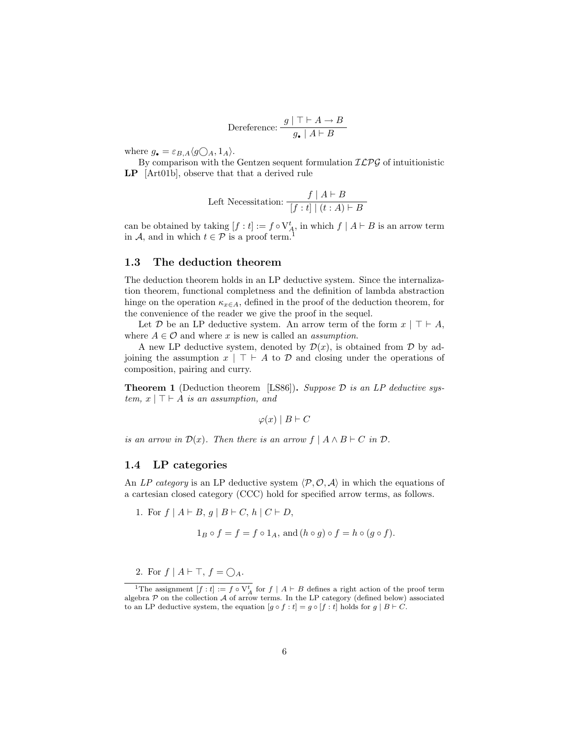$$\text{Dereference: } \frac{g \mid \top \vdash A \to B}{g_\bullet \mid A \vdash B}$$

where $g_\bullet = \varepsilon_{B,A}\langle g\bigcirc_A, 1_A\rangle$.

By comparison with the Gentzen sequent formulation $\mathcal{ILPG}$ of intuitionistic **LP** [Art01b], observe that that a derived rule

$$\text{Left Necessitation: } \frac{f \mid A \vdash B}{[f:t] \mid (t:A) \vdash B}$$

can be obtained by taking $[f:t] := f \circ \mathrm{V}^t_A$, in which $f \mid A \vdash B$ is an arrow term in $\mathcal{A}$, and in which $t \in \mathcal{P}$ is a proof term.[1]

## 1.3 The deduction theorem

The deduction theorem holds in an LP deductive system. Since the internalization theorem, functional completness and the definition of lambda abstraction hinge on the operation $\kappa_{x\in A}$, defined in the proof of the deduction theorem, for the convenience of the reader we give the proof in the sequel.

Let $\mathcal{D}$ be an LP deductive system. An arrow term of the form $x \mid \top \vdash A$, where $A \in \mathcal{O}$ and where $x$ is new is called an *assumption*.

A new LP deductive system, denoted by $\mathcal{D}(x)$, is obtained from $\mathcal{D}$ by adjoining the assumption $x \mid \top \vdash A$ to $\mathcal{D}$ and closing under the operations of composition, pairing and curry.

**Theorem 1** (Deduction theorem [LS86])**.** *Suppose $\mathcal{D}$ is an LP deductive system, $x \mid \top \vdash A$ is an assumption, and*

$$\varphi(x) \mid B \vdash C$$

*is an arrow in $\mathcal{D}(x)$. Then there is an arrow $f \mid A \wedge B \vdash C$ in $\mathcal{D}$.*

## 1.4 LP categories

An *LP category* is an LP deductive system $\langle \mathcal{P}, \mathcal{O}, \mathcal{A}\rangle$ in which the equations of a cartesian closed category (CCC) hold for specified arrow terms, as follows.

1. For $f \mid A \vdash B$, $g \mid B \vdash C$, $h \mid C \vdash D$,

$$1_B \circ f = f = f \circ 1_A, \text{ and } (h \circ g) \circ f = h \circ (g \circ f).$$

2. For $f \mid A \vdash \top$, $f = \bigcirc_A$.

[1] The assignment $[f:t] := f \circ \mathrm{V}^t_A$ for $f \mid A \vdash B$ defines a right action of the proof term algebra $\mathcal{P}$ on the collection $\mathcal{A}$ of arrow terms. In the LP category (defined below) associated to an LP deductive system, the equation $[g \circ f : t] = g \circ [f:t]$ holds for $g \mid B \vdash C$.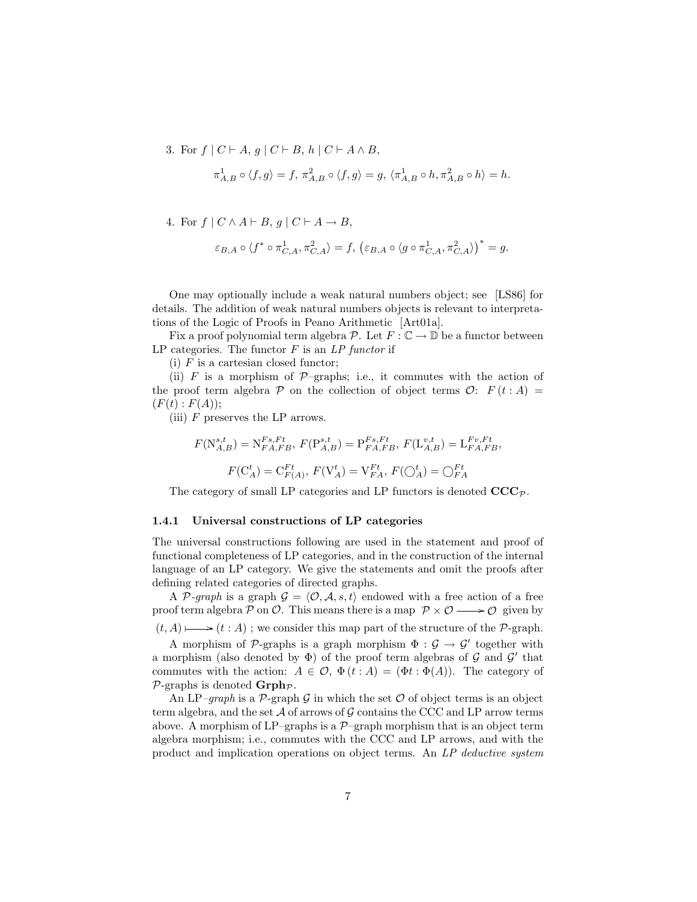3. For $f \mid C \vdash A$, $g \mid C \vdash B$, $h \mid C \vdash A \wedge B$,

$$\pi^1_{A,B} \circ \langle f, g \rangle = f,\ \pi^2_{A,B} \circ \langle f, g \rangle = g,\ \langle \pi^1_{A,B} \circ h, \pi^2_{A,B} \circ h \rangle = h.$$

4. For $f \mid C \wedge A \vdash B$, $g \mid C \vdash A \to B$,

$$\varepsilon_{B,A} \circ \langle f^* \circ \pi^1_{C,A}, \pi^2_{C,A} \rangle = f,\ \left(\varepsilon_{B,A} \circ \langle g \circ \pi^1_{C,A}, \pi^2_{C,A} \rangle\right)^* = g.$$

One may optionally include a weak natural numbers object; see [LS86] for details. The addition of weak natural numbers objects is relevant to interpretations of the Logic of Proofs in Peano Arithmetic [Art01a].

Fix a proof polynomial term algebra $\mathcal{P}$. Let $F : \mathbb{C} \to \mathbb{D}$ be a functor between LP categories. The functor $F$ is an *LP functor* if

(i) $F$ is a cartesian closed functor;

(ii) $F$ is a morphism of $\mathcal{P}$–graphs; i.e., it commutes with the action of the proof term algebra $\mathcal{P}$ on the collection of object terms $\mathcal{O}$: $F(t : A) = (F(t) : F(A))$;

(iii) $F$ preserves the LP arrows.

$$F(\mathrm{N}^{s,t}_{A,B}) = \mathrm{N}^{Fs,Ft}_{FA,FB},\ F(\mathrm{P}^{s,t}_{A,B}) = \mathrm{P}^{Fs,Ft}_{FA,FB},\ F(\mathrm{L}^{v,t}_{A,B}) = \mathrm{L}^{Fv,Ft}_{FA,FB},$$

$$F(\mathrm{C}^t_A) = \mathrm{C}^{Ft}_{F(A)},\ F(\mathrm{V}^t_A) = \mathrm{V}^{Ft}_{FA},\ F(\bigcirc^t_A) = \bigcirc^{Ft}_{FA}$$

The category of small LP categories and LP functors is denoted $\mathbf{CCC}_{\mathcal{P}}$.

### 1.4.1 Universal constructions of LP categories

The universal constructions following are used in the statement and proof of functional completeness of LP categories, and in the construction of the internal language of an LP category. We give the statements and omit the proofs after defining related categories of directed graphs.

A *$\mathcal{P}$-graph* is a graph $\mathcal{G} = \langle \mathcal{O}, \mathcal{A}, s, t \rangle$ endowed with a free action of a free proof term algebra $\mathcal{P}$ on $\mathcal{O}$. This means there is a map $\mathcal{P} \times \mathcal{O} \longrightarrow \mathcal{O}$ given by $(t, A) \longmapsto (t : A)$ ; we consider this map part of the structure of the $\mathcal{P}$-graph.

A morphism of $\mathcal{P}$-graphs is a graph morphism $\Phi : \mathcal{G} \to \mathcal{G}'$ together with a morphism (also denoted by $\Phi$) of the proof term algebras of $\mathcal{G}$ and $\mathcal{G}'$ that commutes with the action: $A \in \mathcal{O}$, $\Phi(t : A) = (\Phi t : \Phi(A))$. The category of $\mathcal{P}$-graphs is denoted $\mathbf{Grph}_{\mathcal{P}}$.

An LP*–graph* is a $\mathcal{P}$-graph $\mathcal{G}$ in which the set $\mathcal{O}$ of object terms is an object term algebra, and the set $\mathcal{A}$ of arrows of $\mathcal{G}$ contains the CCC and LP arrow terms above. A morphism of LP–graphs is a $\mathcal{P}$–graph morphism that is an object term algebra morphism; i.e., commutes with the CCC and LP arrows, and with the product and implication operations on object terms. An *LP deductive system*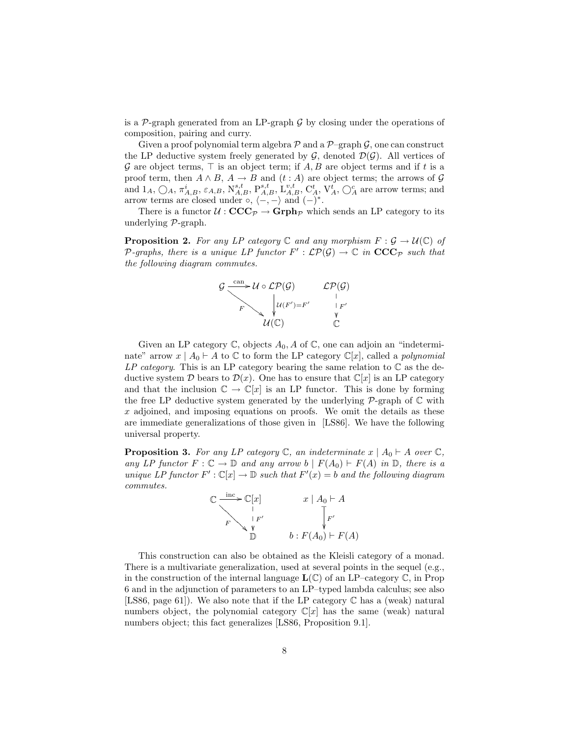is a $\mathcal{P}$-graph generated from an LP-graph $\mathcal{G}$ by closing under the operations of composition, pairing and curry.

Given a proof polynomial term algebra $\mathcal{P}$ and a $\mathcal{P}$–graph $\mathcal{G}$, one can construct the LP deductive system freely generated by $\mathcal{G}$, denoted $\mathcal{D}(\mathcal{G})$. All vertices of $\mathcal{G}$ are object terms, $\top$ is an object term; if $A, B$ are object terms and if $t$ is a proof term, then $A \wedge B$, $A \rightarrow B$ and $(t : A)$ are object terms; the arrows of $\mathcal{G}$ and $1_A$, $\bigcirc_A$, $\pi^i_{A,B}$, $\varepsilon_{A,B}$, $\mathrm{N}^{s,t}_{A,B}$, $\mathrm{P}^{s,t}_{A,B}$, $\mathrm{L}^{v,t}_{A,B}$, $\mathrm{C}^t_A$, $\mathrm{V}^t_A$, $\bigcirc^c_A$ are arrow terms; and arrow terms are closed under $\circ$, $\langle -, - \rangle$ and $(-)^*$.

There is a functor $\mathcal{U} : \mathbf{CCC}_{\mathcal{P}} \rightarrow \mathbf{Grph}_{\mathcal{P}}$ which sends an LP category to its underlying $\mathcal{P}$-graph.

**Proposition 2.** *For any LP category $\mathbb{C}$ and any morphism $F : \mathcal{G} \rightarrow \mathcal{U}(\mathbb{C})$ of $\mathcal{P}$-graphs, there is a unique LP functor $F' : \mathcal{LP}(\mathcal{G}) \rightarrow \mathbb{C}$ in $\mathbf{CCC}_{\mathcal{P}}$ such that the following diagram commutes.*

$$\begin{array}{ccc} \mathcal{G} & \xrightarrow{\text{can}} & \mathcal{U} \circ \mathcal{LP}(\mathcal{G}) \\ & \searrow^{F} & \downarrow{\scriptstyle \mathcal{U}(F')=F'} \\ & & \mathcal{U}(\mathbb{C}) \end{array} \qquad \begin{array}{c} \mathcal{LP}(\mathcal{G}) \\ \downarrow{\scriptstyle F'} \\ \mathbb{C} \end{array}$$

Given an LP category $\mathbb{C}$, objects $A_0, A$ of $\mathbb{C}$, one can adjoin an "indeterminate" arrow $x \mid A_0 \vdash A$ to $\mathbb{C}$ to form the LP category $\mathbb{C}[x]$, called a *polynomial LP category*. This is an LP category bearing the same relation to $\mathbb{C}$ as the deductive system $\mathcal{D}$ bears to $\mathcal{D}(x)$. One has to ensure that $\mathbb{C}[x]$ is an LP category and that the inclusion $\mathbb{C} \rightarrow \mathbb{C}[x]$ is an LP functor. This is done by forming the free LP deductive system generated by the underlying $\mathcal{P}$-graph of $\mathbb{C}$ with $x$ adjoined, and imposing equations on proofs. We omit the details as these are immediate generalizations of those given in [LS86]. We have the following universal property.

**Proposition 3.** *For any LP category $\mathbb{C}$, an indeterminate $x \mid A_0 \vdash A$ over $\mathbb{C}$, any LP functor $F : \mathbb{C} \rightarrow \mathbb{D}$ and any arrow $b \mid F(A_0) \vdash F(A)$ in $\mathbb{D}$, there is a unique LP functor $F' : \mathbb{C}[x] \rightarrow \mathbb{D}$ such that $F'(x) = b$ and the following diagram commutes.*

$$\begin{array}{ccc} \mathbb{C} & \xrightarrow{\text{inc}} & \mathbb{C}[x] \\ & \searrow^{F} & \downarrow{\scriptstyle F'} \\ & & \mathbb{D} \end{array} \qquad \begin{array}{c} x \mid A_0 \vdash A \\ \downarrow{\scriptstyle F'} \\ b : F(A_0) \vdash F(A) \end{array}$$

This construction can also be obtained as the Kleisli category of a monad. There is a multivariate generalization, used at several points in the sequel (e.g., in the construction of the internal language $\mathbf{L}(\mathbb{C})$ of an LP–category $\mathbb{C}$, in Prop 6 and in the adjunction of parameters to an LP–typed lambda calculus; see also [LS86, page 61]). We also note that if the LP category $\mathbb{C}$ has a (weak) natural numbers object, the polynomial category $\mathbb{C}[x]$ has the same (weak) natural numbers object; this fact generalizes [LS86, Proposition 9.1].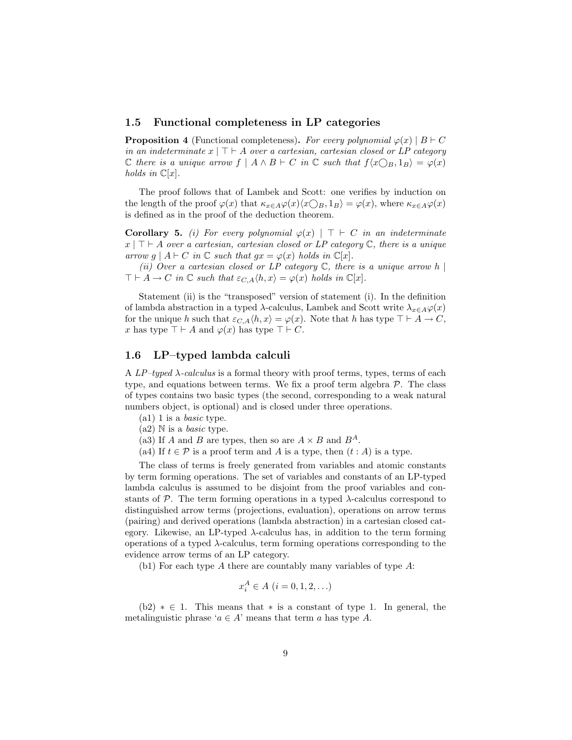### 1.5 Functional completeness in LP categories

**Proposition 4** (Functional completeness)**.** *For every polynomial $\varphi(x) \mid B \vdash C$ in an indeterminate $x \mid \top \vdash A$ over a cartesian, cartesian closed or LP category $\mathbb{C}$ there is a unique arrow $f \mid A \wedge B \vdash C$ in $\mathbb{C}$ such that $f\langle x \bigcirc_B, 1_B \rangle = \varphi(x)$ holds in $\mathbb{C}[x]$.*

The proof follows that of Lambek and Scott: one verifies by induction on the length of the proof $\varphi(x)$ that $\kappa_{x \in A}\varphi(x)\langle x \bigcirc_B, 1_B \rangle = \varphi(x)$, where $\kappa_{x \in A}\varphi(x)$ is defined as in the proof of the deduction theorem.

**Corollary 5.** *(i) For every polynomial $\varphi(x) \mid \top \vdash C$ in an indeterminate $x \mid \top \vdash A$ over a cartesian, cartesian closed or LP category $\mathbb{C}$, there is a unique arrow $g \mid A \vdash C$ in $\mathbb{C}$ such that $gx = \varphi(x)$ holds in $\mathbb{C}[x]$.*

*(ii) Over a cartesian closed or LP category $\mathbb{C}$, there is a unique arrow $h \mid \top \vdash A \to C$ in $\mathbb{C}$ such that $\varepsilon_{C,A}\langle h, x \rangle = \varphi(x)$ holds in $\mathbb{C}[x]$.*

Statement (ii) is the "transposed" version of statement (i). In the definition of lambda abstraction in a typed $\lambda$-calculus, Lambek and Scott write $\lambda_{x \in A}\varphi(x)$ for the unique $h$ such that $\varepsilon_{C,A}\langle h, x \rangle = \varphi(x)$. Note that $h$ has type $\top \vdash A \to C$, $x$ has type $\top \vdash A$ and $\varphi(x)$ has type $\top \vdash C$.

### 1.6 LP–typed lambda calculi

A *LP–typed $\lambda$-calculus* is a formal theory with proof terms, types, terms of each type, and equations between terms. We fix a proof term algebra $\mathcal{P}$. The class of types contains two basic types (the second, corresponding to a weak natural numbers object, is optional) and is closed under three operations.

(a1) 1 is a *basic* type.

(a2) $\mathbb{N}$ is a *basic* type.

(a3) If $A$ and $B$ are types, then so are $A \times B$ and $B^A$.

(a4) If $t \in \mathcal{P}$ is a proof term and $A$ is a type, then $(t : A)$ is a type.

The class of terms is freely generated from variables and atomic constants by term forming operations. The set of variables and constants of an LP-typed lambda calculus is assumed to be disjoint from the proof variables and constants of $\mathcal{P}$. The term forming operations in a typed $\lambda$-calculus correspond to distinguished arrow terms (projections, evaluation), operations on arrow terms (pairing) and derived operations (lambda abstraction) in a cartesian closed category. Likewise, an LP-typed $\lambda$-calculus has, in addition to the term forming operations of a typed $\lambda$-calculus, term forming operations corresponding to the evidence arrow terms of an LP category.

(b1) For each type $A$ there are countably many variables of type $A$:

$$x_i^A \in A \ (i = 0, 1, 2, \ldots)$$

(b2) $* \in 1$. This means that $*$ is a constant of type 1. In general, the metalinguistic phrase '$a \in A$' means that term $a$ has type $A$.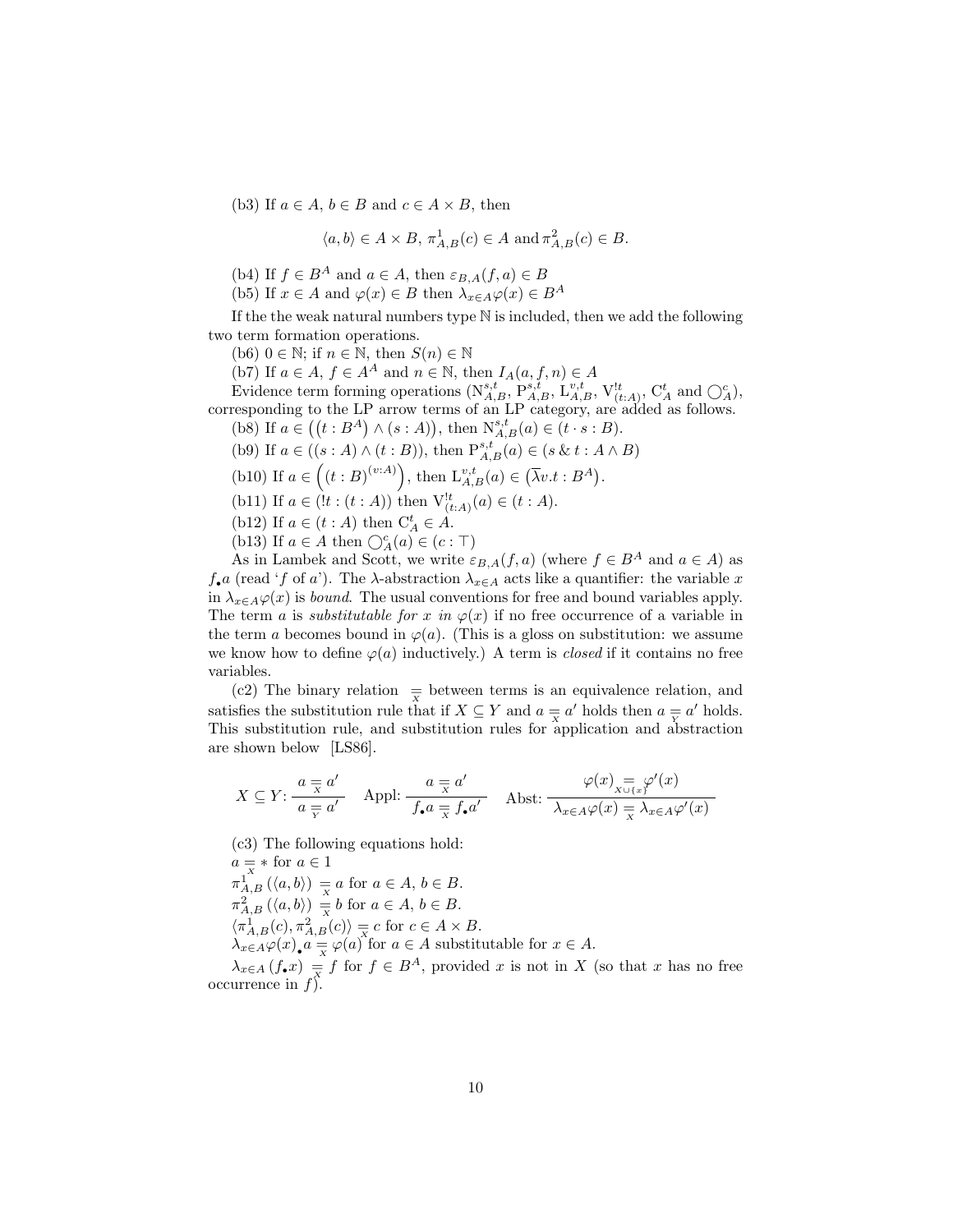(b3) If $a \in A$, $b \in B$ and $c \in A \times B$, then

$$\langle a, b\rangle \in A \times B,\ \pi^1_{A,B}(c) \in A \text{ and } \pi^2_{A,B}(c) \in B.$$

(b4) If $f \in B^A$ and $a \in A$, then $\varepsilon_{B,A}(f, a) \in B$

(b5) If $x \in A$ and $\varphi(x) \in B$ then $\lambda_{x\in A}\varphi(x) \in B^A$

If the the weak natural numbers type $\mathbb{N}$ is included, then we add the following two term formation operations.

(b6) $0 \in \mathbb{N}$; if $n \in \mathbb{N}$, then $S(n) \in \mathbb{N}$

(b7) If $a \in A$, $f \in A^A$ and $n \in \mathbb{N}$, then $I_A(a, f, n) \in A$

Evidence term forming operations ($\mathrm{N}^{s,t}_{A,B}$, $\mathrm{P}^{s,t}_{A,B}$, $\mathrm{L}^{v,t}_{A,B}$, $\mathrm{V}^{!t}_{(t:A)}$, $\mathrm{C}^t_A$ and $\bigcirc^c_A$), corresponding to the LP arrow terms of an LP category, are added as follows.

(b8) If $a \in \left((t : B^A) \wedge (s : A)\right)$, then $\mathrm{N}^{s,t}_{A,B}(a) \in (t \cdot s : B)$.

(b9) If $a \in ((s : A) \wedge (t : B))$, then $\mathrm{P}^{s,t}_{A,B}(a) \in (s \,\&\, t : A \wedge B)$

(b10) If $a \in \left((t : B)^{(v:A)}\right)$, then $\mathrm{L}^{v,t}_{A,B}(a) \in \left(\overline{\lambda} v.t : B^A\right)$.

(b11) If $a \in (!t : (t : A))$ then $\mathrm{V}^{!t}_{(t:A)}(a) \in (t : A)$.

(b12) If $a \in (t : A)$ then $\mathrm{C}^t_A \in A$.

(b13) If $a \in A$ then $\bigcirc^c_A(a) \in (c : \top)$

As in Lambek and Scott, we write $\varepsilon_{B,A}(f, a)$ (where $f \in B^A$ and $a \in A$) as $f_\bullet a$ (read '$f$ of $a$'). The $\lambda$-abstraction $\lambda_{x\in A}$ acts like a quantifier: the variable $x$ in $\lambda_{x\in A}\varphi(x)$ is *bound*. The usual conventions for free and bound variables apply. The term $a$ is *substitutable for* $x$ *in* $\varphi(x)$ if no free occurrence of a variable in the term $a$ becomes bound in $\varphi(a)$. (This is a gloss on substitution: we assume we know how to define $\varphi(a)$ inductively.) A term is *closed* if it contains no free variables.

(c2) The binary relation $\underset{X}{=}$ between terms is an equivalence relation, and satisfies the substitution rule that if $X \subseteq Y$ and $a \underset{X}{=} a'$ holds then $a \underset{Y}{=} a'$ holds. This substitution rule, and substitution rules for application and abstraction are shown below [LS86].

$$X \subseteq Y\colon \frac{a \underset{X}{=} a'}{a \underset{Y}{=} a'} \qquad \text{Appl: } \frac{a \underset{X}{=} a'}{f_\bullet a \underset{X}{=} f_\bullet a'} \qquad \text{Abst: } \frac{\varphi(x) \underset{X\cup\{x\}}{=} \varphi'(x)}{\lambda_{x\in A}\varphi(x) \underset{X}{=} \lambda_{x\in A}\varphi'(x)}$$

(c3) The following equations hold:

$a \underset{X}{=} *$ for $a \in 1$

$\pi^1_{A,B}(\langle a, b\rangle) \underset{X}{=} a$ for $a \in A$, $b \in B$.

$\pi^2_{A,B}(\langle a, b\rangle) \underset{X}{=} b$ for $a \in A$, $b \in B$.

$\langle \pi^1_{A,B}(c), \pi^2_{A,B}(c)\rangle \underset{X}{=} c$ for $c \in A \times B$.

$\lambda_{x\in A}\varphi(x)_\bullet a \underset{X}{=} \varphi(a)$ for $a \in A$ substitutable for $x \in A$.

$\lambda_{x\in A}(f_\bullet x) \underset{X}{=} f$ for $f \in B^A$, provided $x$ is not in $X$ (so that $x$ has no free occurrence in $f$).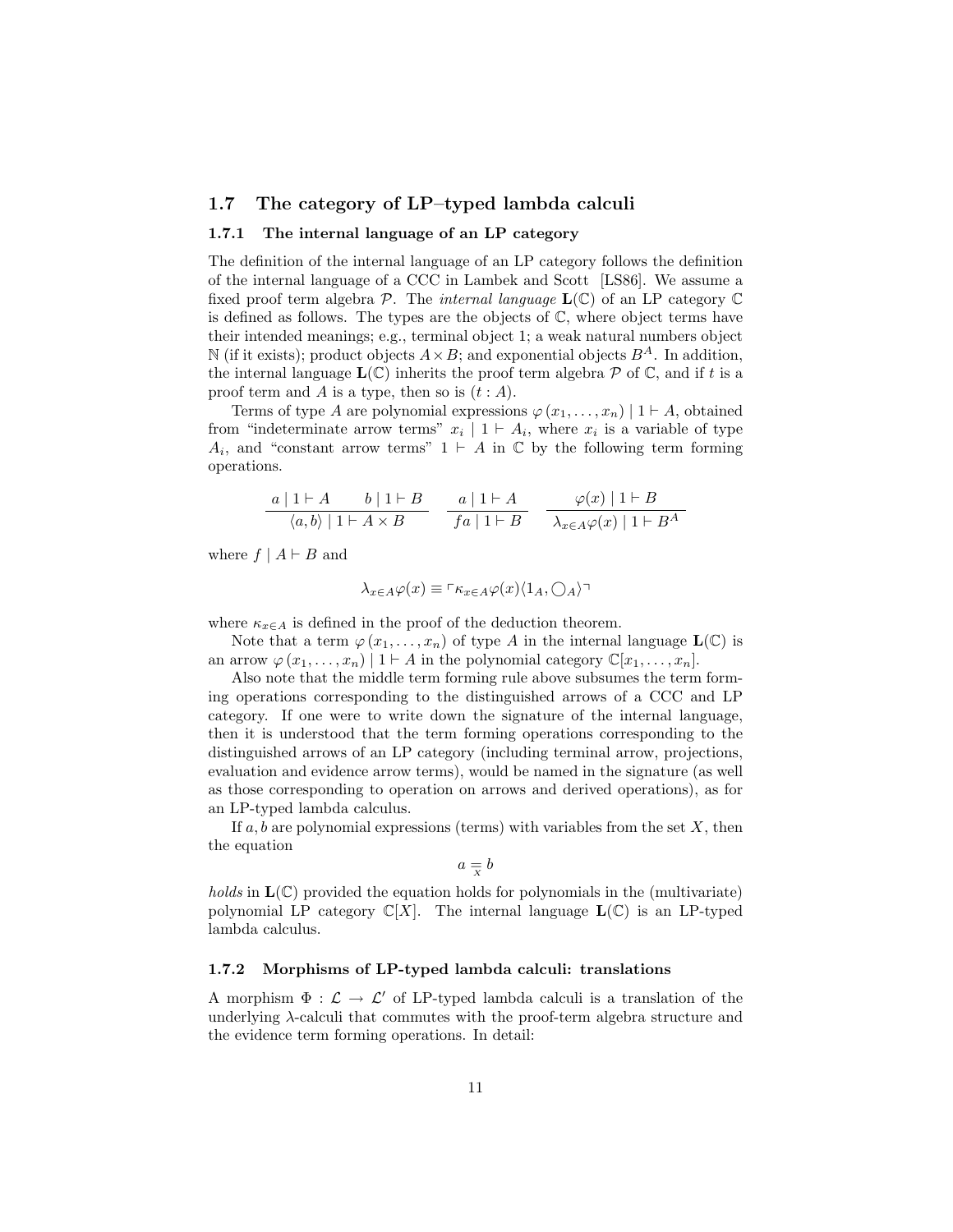## 1.7 The category of LP–typed lambda calculi

### 1.7.1 The internal language of an LP category

The definition of the internal language of an LP category follows the definition of the internal language of a CCC in Lambek and Scott [LS86]. We assume a fixed proof term algebra $\mathcal{P}$. The *internal language* $\mathbf{L}(\mathbb{C})$ of an LP category $\mathbb{C}$ is defined as follows. The types are the objects of $\mathbb{C}$, where object terms have their intended meanings; e.g., terminal object 1; a weak natural numbers object $\mathbb{N}$ (if it exists); product objects $A \times B$; and exponential objects $B^A$. In addition, the internal language $\mathbf{L}(\mathbb{C})$ inherits the proof term algebra $\mathcal{P}$ of $\mathbb{C}$, and if $t$ is a proof term and $A$ is a type, then so is $(t : A)$.

Terms of type $A$ are polynomial expressions $\varphi(x_1, \ldots, x_n) \mid 1 \vdash A$, obtained from "indeterminate arrow terms" $x_i \mid 1 \vdash A_i$, where $x_i$ is a variable of type $A_i$, and "constant arrow terms" $1 \vdash A$ in $\mathbb{C}$ by the following term forming operations.

$$\frac{a \mid 1 \vdash A \qquad b \mid 1 \vdash B}{\langle a, b\rangle \mid 1 \vdash A \times B} \qquad \frac{a \mid 1 \vdash A}{fa \mid 1 \vdash B} \qquad \frac{\varphi(x) \mid 1 \vdash B}{\lambda_{x \in A}\varphi(x) \mid 1 \vdash B^A}$$

where $f \mid A \vdash B$ and

$$\lambda_{x \in A}\varphi(x) \equiv \ulcorner \kappa_{x \in A}\varphi(x)\langle 1_A, \bigcirc_A\rangle \urcorner$$

where $\kappa_{x \in A}$ is defined in the proof of the deduction theorem.

Note that a term $\varphi(x_1, \ldots, x_n)$ of type $A$ in the internal language $\mathbf{L}(\mathbb{C})$ is an arrow $\varphi(x_1, \ldots, x_n) \mid 1 \vdash A$ in the polynomial category $\mathbb{C}[x_1, \ldots, x_n]$.

Also note that the middle term forming rule above subsumes the term forming operations corresponding to the distinguished arrows of a CCC and LP category. If one were to write down the signature of the internal language, then it is understood that the term forming operations corresponding to the distinguished arrows of an LP category (including terminal arrow, projections, evaluation and evidence arrow terms), would be named in the signature (as well as those corresponding to operation on arrows and derived operations), as for an LP-typed lambda calculus.

If $a, b$ are polynomial expressions (terms) with variables from the set $X$, then the equation

$$a \underset{X}{=} b$$

*holds* in $\mathbf{L}(\mathbb{C})$ provided the equation holds for polynomials in the (multivariate) polynomial LP category $\mathbb{C}[X]$. The internal language $\mathbf{L}(\mathbb{C})$ is an LP-typed lambda calculus.

### 1.7.2 Morphisms of LP-typed lambda calculi: translations

A morphism $\Phi : \mathcal{L} \to \mathcal{L}'$ of LP-typed lambda calculi is a translation of the underlying $\lambda$-calculi that commutes with the proof-term algebra structure and the evidence term forming operations. In detail: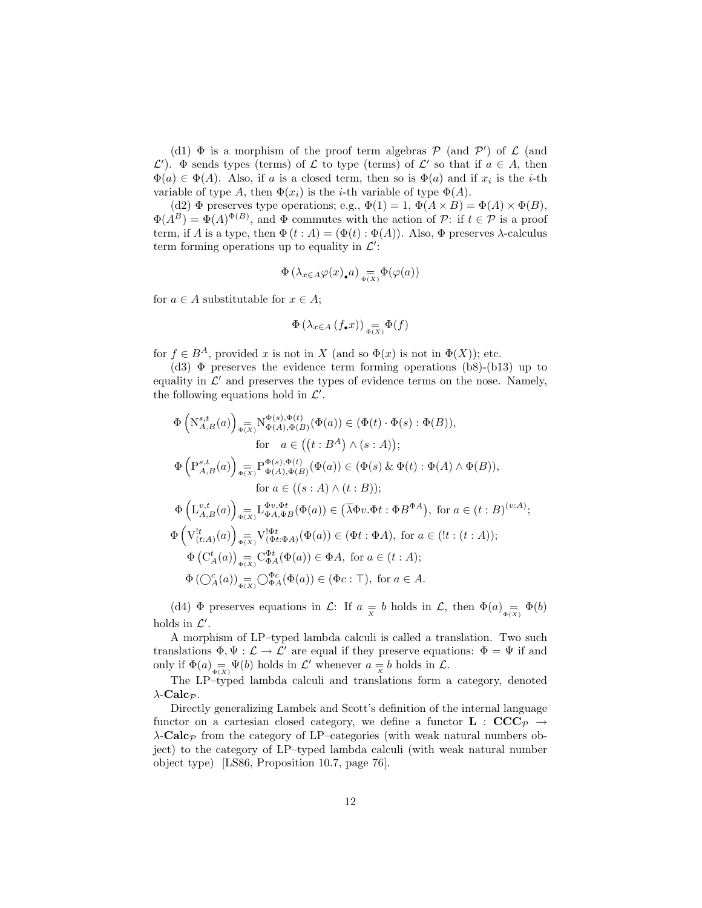(d1) $\Phi$ is a morphism of the proof term algebras $\mathcal{P}$ (and $\mathcal{P}'$) of $\mathcal{L}$ (and $\mathcal{L}'$). $\Phi$ sends types (terms) of $\mathcal{L}$ to type (terms) of $\mathcal{L}'$ so that if $a \in A$, then $\Phi(a) \in \Phi(A)$. Also, if $a$ is a closed term, then so is $\Phi(a)$ and if $x_i$ is the $i$-th variable of type $A$, then $\Phi(x_i)$ is the $i$-th variable of type $\Phi(A)$.

(d2) $\Phi$ preserves type operations; e.g., $\Phi(1) = 1$, $\Phi(A \times B) = \Phi(A) \times \Phi(B)$, $\Phi(A^B) = \Phi(A)^{\Phi(B)}$, and $\Phi$ commutes with the action of $\mathcal{P}$: if $t \in \mathcal{P}$ is a proof term, if $A$ is a type, then $\Phi\,(t : A) = (\Phi(t) : \Phi(A))$. Also, $\Phi$ preserves $\lambda$-calculus term forming operations up to equality in $\mathcal{L}'$:

$$\Phi\left(\lambda_{x \in A}\varphi(x)_{\bullet}a\right) \underset{\Phi(X)}{=} \Phi(\varphi(a))$$

for $a \in A$ substitutable for $x \in A$;

$$\Phi\left(\lambda_{x \in A}\left(f_{\bullet}x\right)\right) \underset{\Phi(X)}{=} \Phi(f)$$

for $f \in B^A$, provided $x$ is not in $X$ (and so $\Phi(x)$ is not in $\Phi(X)$); etc.

(d3) $\Phi$ preserves the evidence term forming operations (b8)-(b13) up to equality in $\mathcal{L}'$ and preserves the types of evidence terms on the nose. Namely, the following equations hold in $\mathcal{L}'$.

$$\begin{aligned}
\Phi\left(\mathrm{N}^{s,t}_{A,B}(a)\right) &\underset{\Phi(X)}{=} \mathrm{N}^{\Phi(s),\Phi(t)}_{\Phi(A),\Phi(B)}(\Phi(a)) \in (\Phi(t) \cdot \Phi(s) : \Phi(B)),\\
&\quad \text{for} \quad a \in \left(\left(t : B^A\right) \wedge (s : A)\right);\\
\Phi\left(\mathrm{P}^{s,t}_{A,B}(a)\right) &\underset{\Phi(X)}{=} \mathrm{P}^{\Phi(s),\Phi(t)}_{\Phi(A),\Phi(B)}(\Phi(a)) \in (\Phi(s) \,\&\, \Phi(t) : \Phi(A) \wedge \Phi(B)),\\
&\quad \text{for } a \in ((s : A) \wedge (t : B));\\
\Phi\left(\mathrm{L}^{v,t}_{A,B}(a)\right) &\underset{\Phi(X)}{=} \mathrm{L}^{\Phi v,\Phi t}_{\Phi A,\Phi B}(\Phi(a)) \in \left(\overline{\lambda}\Phi v.\Phi t : \Phi B^{\Phi A}\right), \text{ for } a \in (t : B)^{(v:A)};\\
\Phi\left(\mathrm{V}^{!t}_{(t:A)}(a)\right) &\underset{\Phi(X)}{=} \mathrm{V}^{!\Phi t}_{(\Phi t:\Phi A)}(\Phi(a)) \in (\Phi t : \Phi A), \text{ for } a \in (!t : (t : A));\\
\Phi\left(\mathrm{C}^{t}_{A}(a)\right) &\underset{\Phi(X)}{=} \mathrm{C}^{\Phi t}_{\Phi A}(\Phi(a)) \in \Phi A, \text{ for } a \in (t : A);\\
\Phi\left(\bigcirc^{c}_{A}(a)\right) &\underset{\Phi(X)}{=} \bigcirc^{\Phi c}_{\Phi A}(\Phi(a)) \in (\Phi c : \top), \text{ for } a \in A.
\end{aligned}$$

(d4) $\Phi$ preserves equations in $\mathcal{L}$: If $a \underset{X}{=} b$ holds in $\mathcal{L}$, then $\Phi(a) \underset{\Phi(X)}{=} \Phi(b)$ holds in $\mathcal{L}'$.

A morphism of LP–typed lambda calculi is called a translation. Two such translations $\Phi, \Psi : \mathcal{L} \to \mathcal{L}'$ are equal if they preserve equations: $\Phi = \Psi$ if and only if $\Phi(a) \underset{\Phi(X)}{=} \Psi(b)$ holds in $\mathcal{L}'$ whenever $a \underset{X}{=} b$ holds in $\mathcal{L}$.

The LP–typed lambda calculi and translations form a category, denoted $\lambda\text{-}\mathbf{Calc}_{\mathcal{P}}$.

Directly generalizing Lambek and Scott's definition of the internal language functor on a cartesian closed category, we define a functor $\mathbf{L} : \mathbf{CCC}_{\mathcal{P}} \to \lambda\text{-}\mathbf{Calc}_{\mathcal{P}}$ from the category of LP–categories (with weak natural numbers object) to the category of LP–typed lambda calculi (with weak natural number object type) [LS86, Proposition 10.7, page 76].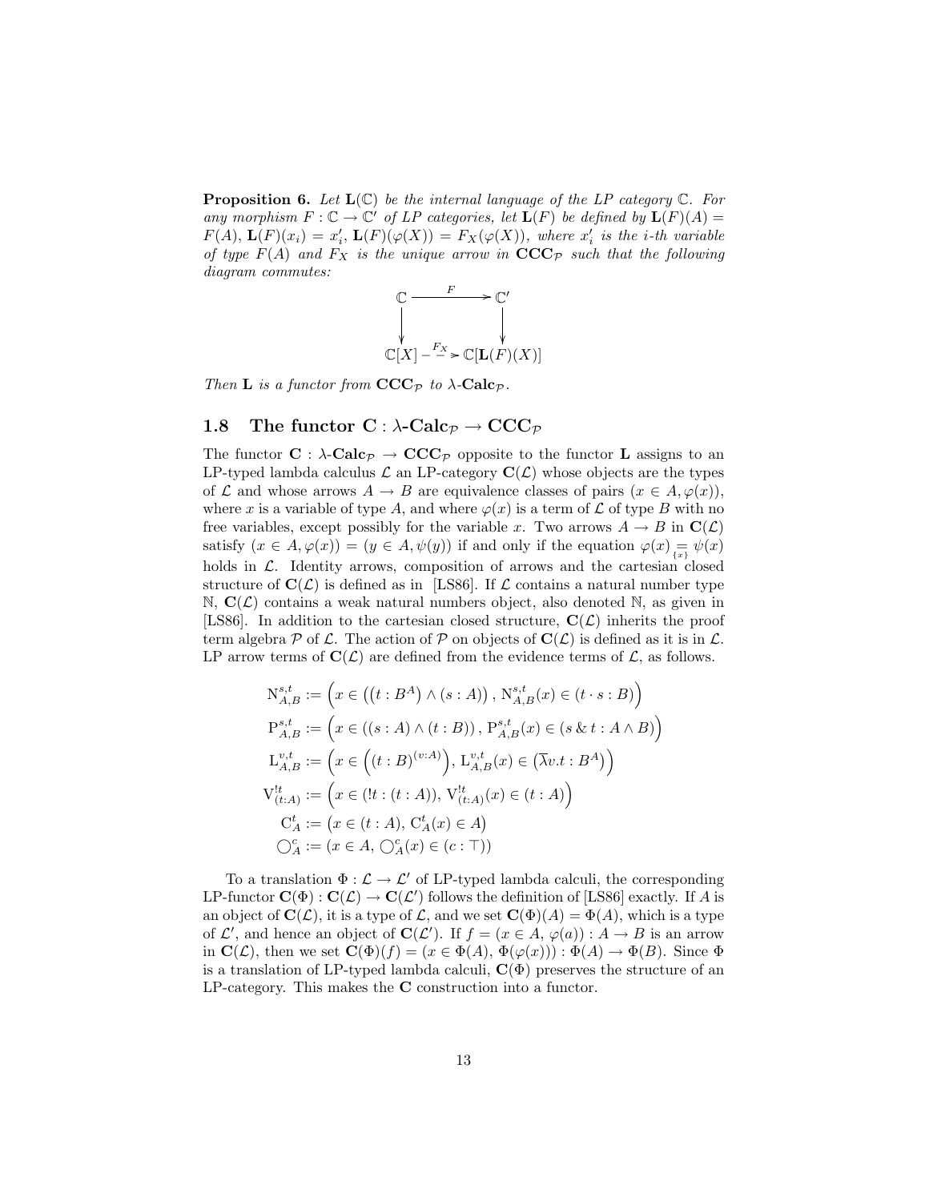**Proposition 6.** *Let $\mathbf{L}(\mathbb{C})$ be the internal language of the LP category $\mathbb{C}$. For any morphism $F : \mathbb{C} \to \mathbb{C}'$ of LP categories, let $\mathbf{L}(F)$ be defined by $\mathbf{L}(F)(A) = F(A)$, $\mathbf{L}(F)(x_i) = x_i'$, $\mathbf{L}(F)(\varphi(X)) = F_X(\varphi(X))$, where $x_i'$ is the i-th variable of type $F(A)$ and $F_X$ is the unique arrow in $\mathbf{CCC}_\mathcal{P}$ such that the following diagram commutes:*

$$
\begin{array}{ccc}
\mathbb{C} & \xrightarrow{\quad F \quad} & \mathbb{C}' \\
\downarrow & & \downarrow \\
\mathbb{C}[X] & \overset{F_X}{\dashrightarrow} & \mathbb{C}[\mathbf{L}(F)(X)]
\end{array}
$$

*Then $\mathbf{L}$ is a functor from $\mathbf{CCC}_\mathcal{P}$ to $\lambda$-$\mathbf{Calc}_\mathcal{P}$.*

## 1.8 The functor $\mathbf{C} : \lambda$-$\mathbf{Calc}_\mathcal{P} \to \mathbf{CCC}_\mathcal{P}$

The functor $\mathbf{C} : \lambda$-$\mathbf{Calc}_\mathcal{P} \to \mathbf{CCC}_\mathcal{P}$ opposite to the functor $\mathbf{L}$ assigns to an LP-typed lambda calculus $\mathcal{L}$ an LP-category $\mathbf{C}(\mathcal{L})$ whose objects are the types of $\mathcal{L}$ and whose arrows $A \to B$ are equivalence classes of pairs $(x \in A, \varphi(x))$, where $x$ is a variable of type $A$, and where $\varphi(x)$ is a term of $\mathcal{L}$ of type $B$ with no free variables, except possibly for the variable $x$. Two arrows $A \to B$ in $\mathbf{C}(\mathcal{L})$ satisfy $(x \in A, \varphi(x)) = (y \in A, \psi(y))$ if and only if the equation $\varphi(x) \underset{\{x\}}{=} \psi(x)$ holds in $\mathcal{L}$. Identity arrows, composition of arrows and the cartesian closed structure of $\mathbf{C}(\mathcal{L})$ is defined as in [LS86]. If $\mathcal{L}$ contains a natural number type $\mathbb{N}$, $\mathbf{C}(\mathcal{L})$ contains a weak natural numbers object, also denoted $\mathbb{N}$, as given in [LS86]. In addition to the cartesian closed structure, $\mathbf{C}(\mathcal{L})$ inherits the proof term algebra $\mathcal{P}$ of $\mathcal{L}$. The action of $\mathcal{P}$ on objects of $\mathbf{C}(\mathcal{L})$ is defined as it is in $\mathcal{L}$. LP arrow terms of $\mathbf{C}(\mathcal{L})$ are defined from the evidence terms of $\mathcal{L}$, as follows.

$$
\begin{aligned}
\mathrm{N}^{s,t}_{A,B} &:= \Big(x \in \big((t : B^A) \wedge (s : A)\big)\,,\, \mathrm{N}^{s,t}_{A,B}(x) \in (t \cdot s : B)\Big) \\
\mathrm{P}^{s,t}_{A,B} &:= \Big(x \in ((s : A) \wedge (t : B))\,,\, \mathrm{P}^{s,t}_{A,B}(x) \in (s \,\&\, t : A \wedge B)\Big) \\
\mathrm{L}^{v,t}_{A,B} &:= \Big(x \in \Big((t : B)^{(v:A)}\Big),\, \mathrm{L}^{v,t}_{A,B}(x) \in \big(\overline{\lambda} v.t : B^A\big)\Big) \\
\mathrm{V}^{!t}_{(t:A)} &:= \Big(x \in (!t : (t : A)),\, \mathrm{V}^{!t}_{(t:A)}(x) \in (t : A)\Big) \\
\mathrm{C}^t_A &:= \big(x \in (t : A),\, \mathrm{C}^t_A(x) \in A\big) \\
\bigcirc^c_A &:= (x \in A,\, \bigcirc^c_A(x) \in (c : \top))
\end{aligned}
$$

To a translation $\Phi : \mathcal{L} \to \mathcal{L}'$ of LP-typed lambda calculi, the corresponding LP-functor $\mathbf{C}(\Phi) : \mathbf{C}(\mathcal{L}) \to \mathbf{C}(\mathcal{L}')$ follows the definition of [LS86] exactly. If $A$ is an object of $\mathbf{C}(\mathcal{L})$, it is a type of $\mathcal{L}$, and we set $\mathbf{C}(\Phi)(A) = \Phi(A)$, which is a type of $\mathcal{L}'$, and hence an object of $\mathbf{C}(\mathcal{L}')$. If $f = (x \in A,\, \varphi(a)) : A \to B$ is an arrow in $\mathbf{C}(\mathcal{L})$, then we set $\mathbf{C}(\Phi)(f) = (x \in \Phi(A),\, \Phi(\varphi(x))) : \Phi(A) \to \Phi(B)$. Since $\Phi$ is a translation of LP-typed lambda calculi, $\mathbf{C}(\Phi)$ preserves the structure of an LP-category. This makes the $\mathbf{C}$ construction into a functor.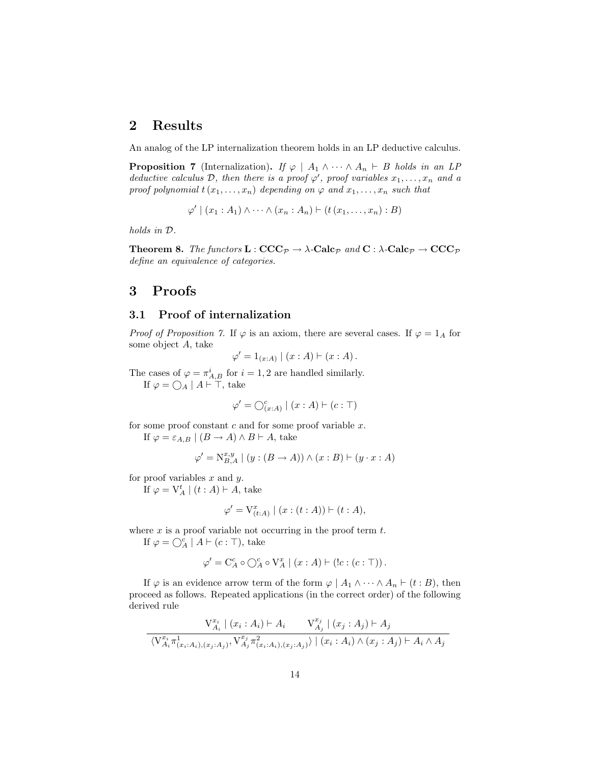## 2 Results

An analog of the LP internalization theorem holds in an LP deductive calculus.

**Proposition 7** (Internalization)**.** *If $\varphi \mid A_1 \wedge \cdots \wedge A_n \vdash B$ holds in an LP deductive calculus $\mathcal{D}$, then there is a proof $\varphi'$, proof variables $x_1, \ldots, x_n$ and a proof polynomial $t\,(x_1, \ldots, x_n)$ depending on $\varphi$ and $x_1, \ldots, x_n$ such that*

$$\varphi' \mid (x_1 : A_1) \wedge \cdots \wedge (x_n : A_n) \vdash (t\,(x_1, \ldots, x_n) : B)$$

*holds in $\mathcal{D}$.*

**Theorem 8.** *The functors $\mathbf{L} : \mathbf{CCC}_{\mathcal{P}} \to \lambda\text{-}\mathbf{Calc}_{\mathcal{P}}$ and $\mathbf{C} : \lambda\text{-}\mathbf{Calc}_{\mathcal{P}} \to \mathbf{CCC}_{\mathcal{P}}$ define an equivalence of categories.*

## 3 Proofs

### 3.1 Proof of internalization

*Proof of Proposition 7.* If $\varphi$ is an axiom, there are several cases. If $\varphi = 1_A$ for some object $A$, take

$$\varphi' = 1_{(x:A)} \mid (x : A) \vdash (x : A)\,.$$

The cases of $\varphi = \pi^i_{A,B}$ for $i = 1, 2$ are handled similarly.

If $\varphi = \bigcirc_A \mid A \vdash \top$, take

$$\varphi' = \bigcirc^c_{(x:A)} \mid (x : A) \vdash (c : \top)$$

for some proof constant $c$ and for some proof variable $x$.

If $\varphi = \varepsilon_{A,B} \mid (B \to A) \wedge B \vdash A$, take

$$\varphi' = \mathrm{N}^{x,y}_{B,A} \mid (y : (B \to A)) \wedge (x : B) \vdash (y \cdot x : A)$$

for proof variables $x$ and $y$.

If $\varphi = \mathrm{V}^t_A \mid (t : A) \vdash A$, take

$$\varphi' = \mathrm{V}^x_{(t:A)} \mid (x : (t : A)) \vdash (t : A),$$

where $x$ is a proof variable not occurring in the proof term $t$.

If $\varphi = \bigcirc^c_A \mid A \vdash (c : \top)$, take

$$\varphi' = \mathrm{C}^c_A \circ \bigcirc^c_A \circ \mathrm{V}^x_A \mid (x : A) \vdash (!c : (c : \top))\,.$$

If $\varphi$ is an evidence arrow term of the form $\varphi \mid A_1 \wedge \cdots \wedge A_n \vdash (t : B)$, then proceed as follows. Repeated applications (in the correct order) of the following derived rule

$$\frac{\mathrm{V}^{x_i}_{A_i} \mid (x_i : A_i) \vdash A_i \qquad \mathrm{V}^{x_j}_{A_j} \mid (x_j : A_j) \vdash A_j}{\langle \mathrm{V}^{x_i}_{A_i} \pi^1_{(x_i:A_i),(x_j:A_j)}, \mathrm{V}^{x_j}_{A_j} \pi^2_{(x_i:A_i),(x_j:A_j)} \rangle \mid (x_i : A_i) \wedge (x_j : A_j) \vdash A_i \wedge A_j}$$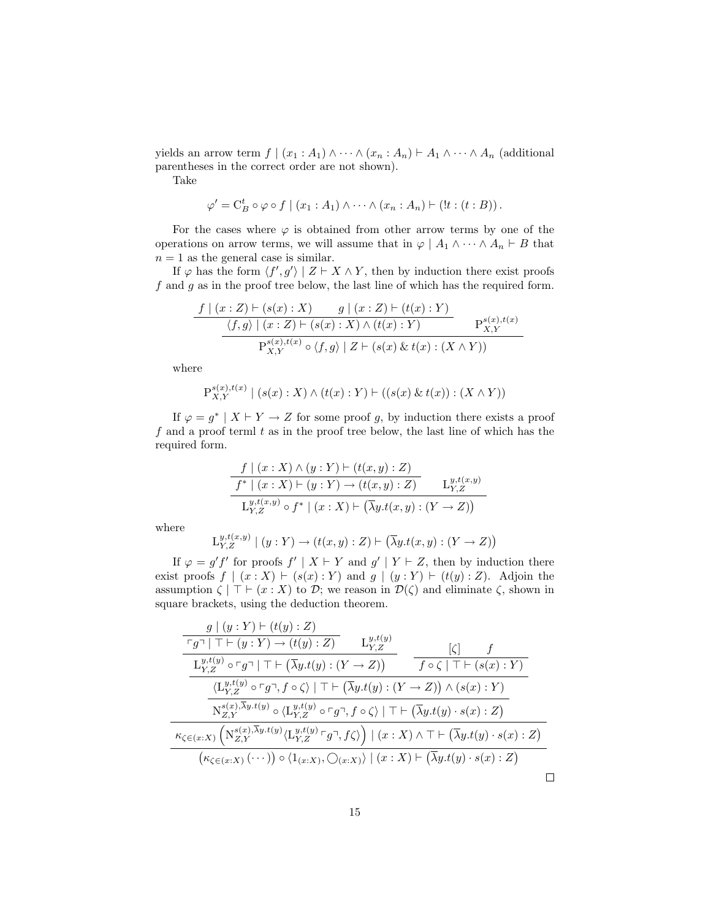yields an arrow term $f \mid (x_1 : A_1) \wedge \cdots \wedge (x_n : A_n) \vdash A_1 \wedge \cdots \wedge A_n$ (additional parentheses in the correct order are not shown).

Take

$$\varphi' = \mathrm{C}^t_B \circ \varphi \circ f \mid (x_1 : A_1) \wedge \cdots \wedge (x_n : A_n) \vdash (!t : (t : B)).$$

For the cases where $\varphi$ is obtained from other arrow terms by one of the operations on arrow terms, we will assume that in $\varphi \mid A_1 \wedge \cdots \wedge A_n \vdash B$ that $n = 1$ as the general case is similar.

If $\varphi$ has the form $\langle f', g' \rangle \mid Z \vdash X \wedge Y$, then by induction there exist proofs $f$ and $g$ as in the proof tree below, the last line of which has the required form.

$$\dfrac{\dfrac{f \mid (x : Z) \vdash (s(x) : X) \qquad g \mid (x : Z) \vdash (t(x) : Y)}{\langle f, g \rangle \mid (x : Z) \vdash (s(x) : X) \wedge (t(x) : Y)} \qquad \mathrm{P}^{s(x),t(x)}_{X,Y}}{\mathrm{P}^{s(x),t(x)}_{X,Y} \circ \langle f, g \rangle \mid Z \vdash (s(x) \,\&\, t(x) : (X \wedge Y))}$$

where

$$\mathrm{P}^{s(x),t(x)}_{X,Y} \mid (s(x) : X) \wedge (t(x) : Y) \vdash ((s(x) \,\&\, t(x)) : (X \wedge Y))$$

If $\varphi = g^* \mid X \vdash Y \to Z$ for some proof $g$, by induction there exists a proof $f$ and a proof terml $t$ as in the proof tree below, the last line of which has the required form.

$$\dfrac{\dfrac{f \mid (x : X) \wedge (y : Y) \vdash (t(x, y) : Z)}{f^* \mid (x : X) \vdash (y : Y) \to (t(x, y) : Z)} \qquad \mathrm{L}^{y,t(x,y)}_{Y,Z}}{\mathrm{L}^{y,t(x,y)}_{Y,Z} \circ f^* \mid (x : X) \vdash \left(\overline{\lambda} y.t(x, y) : (Y \to Z)\right)}$$

where

$$\mathrm{L}^{y,t(x,y)}_{Y,Z} \mid (y : Y) \to (t(x, y) : Z) \vdash \left(\overline{\lambda} y.t(x, y) : (Y \to Z)\right)$$

If $\varphi = g' f'$ for proofs $f' \mid X \vdash Y$ and $g' \mid Y \vdash Z$, then by induction there exist proofs $f \mid (x : X) \vdash (s(x) : Y)$ and $g \mid (y : Y) \vdash (t(y) : Z)$. Adjoin the assumption $\zeta \mid \top \vdash (x : X)$ to $\mathcal{D}$; we reason in $\mathcal{D}(\zeta)$ and eliminate $\zeta$, shown in square brackets, using the deduction theorem.

$$\dfrac{\dfrac{\dfrac{\dfrac{\dfrac{\dfrac{g \mid (y : Y) \vdash (t(y) : Z)}{\ulcorner g \urcorner \mid \top \vdash (y : Y) \to (t(y) : Z)} \qquad \mathrm{L}^{y,t(y)}_{Y,Z}}{\mathrm{L}^{y,t(y)}_{Y,Z} \circ \ulcorner g \urcorner \mid \top \vdash \left(\overline{\lambda} y.t(y) : (Y \to Z)\right)} \qquad \dfrac{[\zeta] \qquad f}{f \circ \zeta \mid \top \vdash (s(x) : Y)}}{\langle \mathrm{L}^{y,t(y)}_{Y,Z} \circ \ulcorner g \urcorner, f \circ \zeta \rangle \mid \top \vdash \left(\overline{\lambda} y.t(y) : (Y \to Z)\right) \wedge (s(x) : Y)}}{\mathrm{N}^{s(x),\overline{\lambda} y.t(y)}_{Z,Y} \circ \langle \mathrm{L}^{y,t(y)}_{Y,Z} \circ \ulcorner g \urcorner, f \circ \zeta \rangle \mid \top \vdash \left(\overline{\lambda} y.t(y) \cdot s(x) : Z\right)}}{\kappa_{\zeta \in (x:X)} \left( \mathrm{N}^{s(x),\overline{\lambda} y.t(y)}_{Z,Y} \langle \mathrm{L}^{y,t(y)}_{Y,Z} \ulcorner g \urcorner, f \zeta \rangle \right) \mid (x : X) \wedge \top \vdash \left(\overline{\lambda} y.t(y) \cdot s(x) : Z\right)}}{\left(\kappa_{\zeta \in (x:X)} \left( \cdots \right)\right) \circ \langle 1_{(x:X)}, \bigcirc_{(x:X)} \rangle \mid (x : X) \vdash \left(\overline{\lambda} y.t(y) \cdot s(x) : Z\right)}$$

□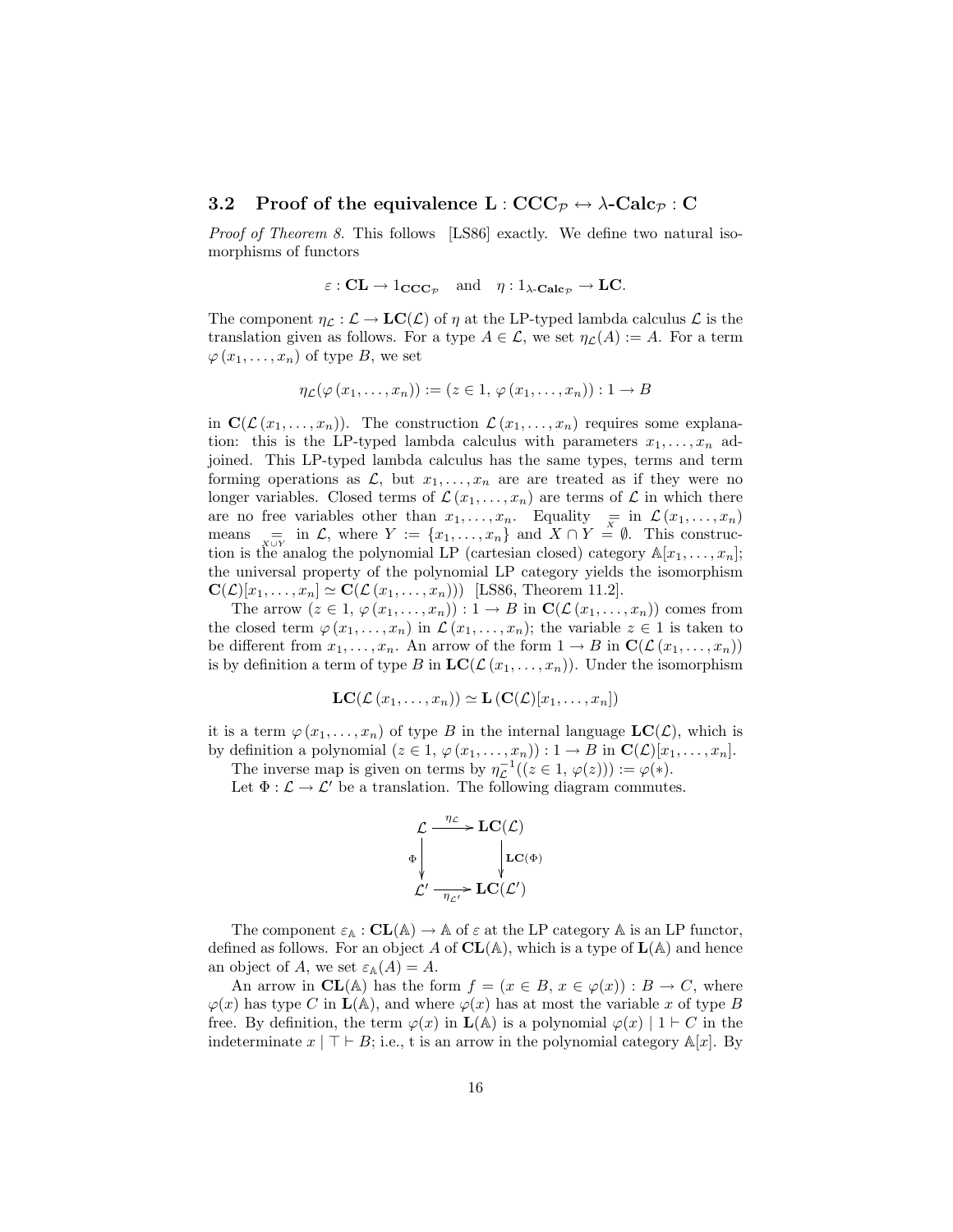### 3.2 Proof of the equivalence $\mathbf{L} : \mathbf{CCC}_{\mathcal{P}} \leftrightarrow \lambda\text{-}\mathbf{Calc}_{\mathcal{P}} : \mathbf{C}$

*Proof of Theorem 8.* This follows [LS86] exactly. We define two natural isomorphisms of functors

$$\varepsilon : \mathbf{CL} \to 1_{\mathbf{CCC}_{\mathcal{P}}} \quad \text{and} \quad \eta : 1_{\lambda\text{-}\mathbf{Calc}_{\mathcal{P}}} \to \mathbf{LC}.$$

The component $\eta_{\mathcal{L}} : \mathcal{L} \to \mathbf{LC}(\mathcal{L})$ of $\eta$ at the LP-typed lambda calculus $\mathcal{L}$ is the translation given as follows. For a type $A \in \mathcal{L}$, we set $\eta_{\mathcal{L}}(A) := A$. For a term $\varphi(x_1, \ldots, x_n)$ of type $B$, we set

$$\eta_{\mathcal{L}}(\varphi(x_1, \ldots, x_n)) := (z \in 1,\ \varphi(x_1, \ldots, x_n)) : 1 \to B$$

in $\mathbf{C}(\mathcal{L}(x_1, \ldots, x_n))$. The construction $\mathcal{L}(x_1, \ldots, x_n)$ requires some explanation: this is the LP-typed lambda calculus with parameters $x_1, \ldots, x_n$ adjoined. This LP-typed lambda calculus has the same types, terms and term forming operations as $\mathcal{L}$, but $x_1, \ldots, x_n$ are are treated as if they were no longer variables. Closed terms of $\mathcal{L}(x_1, \ldots, x_n)$ are terms of $\mathcal{L}$ in which there are no free variables other than $x_1, \ldots, x_n$. Equality $\underset{X}{=}$ in $\mathcal{L}(x_1, \ldots, x_n)$ means $\underset{X \cup Y}{=}$ in $\mathcal{L}$, where $Y := \{x_1, \ldots, x_n\}$ and $X \cap Y = \emptyset$. This construction is the analog the polynomial LP (cartesian closed) category $\mathbb{A}[x_1, \ldots, x_n]$; the universal property of the polynomial LP category yields the isomorphism $\mathbf{C}(\mathcal{L})[x_1, \ldots, x_n] \simeq \mathbf{C}(\mathcal{L}(x_1, \ldots, x_n)))$ [LS86, Theorem 11.2].

The arrow $(z \in 1,\ \varphi(x_1, \ldots, x_n)) : 1 \to B$ in $\mathbf{C}(\mathcal{L}(x_1, \ldots, x_n))$ comes from the closed term $\varphi(x_1, \ldots, x_n)$ in $\mathcal{L}(x_1, \ldots, x_n)$; the variable $z \in 1$ is taken to be different from $x_1, \ldots, x_n$. An arrow of the form $1 \to B$ in $\mathbf{C}(\mathcal{L}(x_1, \ldots, x_n))$ is by definition a term of type $B$ in $\mathbf{LC}(\mathcal{L}(x_1, \ldots, x_n))$. Under the isomorphism

$$\mathbf{LC}(\mathcal{L}(x_1, \ldots, x_n)) \simeq \mathbf{L}(\mathbf{C}(\mathcal{L})[x_1, \ldots, x_n])$$

it is a term $\varphi(x_1, \ldots, x_n)$ of type $B$ in the internal language $\mathbf{LC}(\mathcal{L})$, which is by definition a polynomial $(z \in 1,\ \varphi(x_1, \ldots, x_n)) : 1 \to B$ in $\mathbf{C}(\mathcal{L})[x_1, \ldots, x_n]$.

The inverse map is given on terms by $\eta_{\mathcal{L}}^{-1}((z \in 1,\ \varphi(z))) := \varphi(*)$.

Let $\Phi : \mathcal{L} \to \mathcal{L}'$ be a translation. The following diagram commutes.

$$\begin{array}{ccc}
\mathcal{L} & \xrightarrow{\eta_{\mathcal{L}}} & \mathbf{LC}(\mathcal{L}) \\
\Big\downarrow{\scriptstyle \Phi} & & \Big\downarrow{\scriptstyle \mathbf{LC}(\Phi)} \\
\mathcal{L}' & \xrightarrow[\eta_{\mathcal{L}'}]{} & \mathbf{LC}(\mathcal{L}')
\end{array}$$

The component $\varepsilon_{\mathbb{A}} : \mathbf{CL}(\mathbb{A}) \to \mathbb{A}$ of $\varepsilon$ at the LP category $\mathbb{A}$ is an LP functor, defined as follows. For an object $A$ of $\mathbf{CL}(\mathbb{A})$, which is a type of $\mathbf{L}(\mathbb{A})$ and hence an object of $A$, we set $\varepsilon_{\mathbb{A}}(A) = A$.

An arrow in $\mathbf{CL}(\mathbb{A})$ has the form $f = (x \in B,\ x \in \varphi(x)) : B \to C$, where $\varphi(x)$ has type $C$ in $\mathbf{L}(\mathbb{A})$, and where $\varphi(x)$ has at most the variable $x$ of type $B$ free. By definition, the term $\varphi(x)$ in $\mathbf{L}(\mathbb{A})$ is a polynomial $\varphi(x) \mid 1 \vdash C$ in the indeterminate $x \mid \top \vdash B$; i.e., t is an arrow in the polynomial category $\mathbb{A}[x]$. By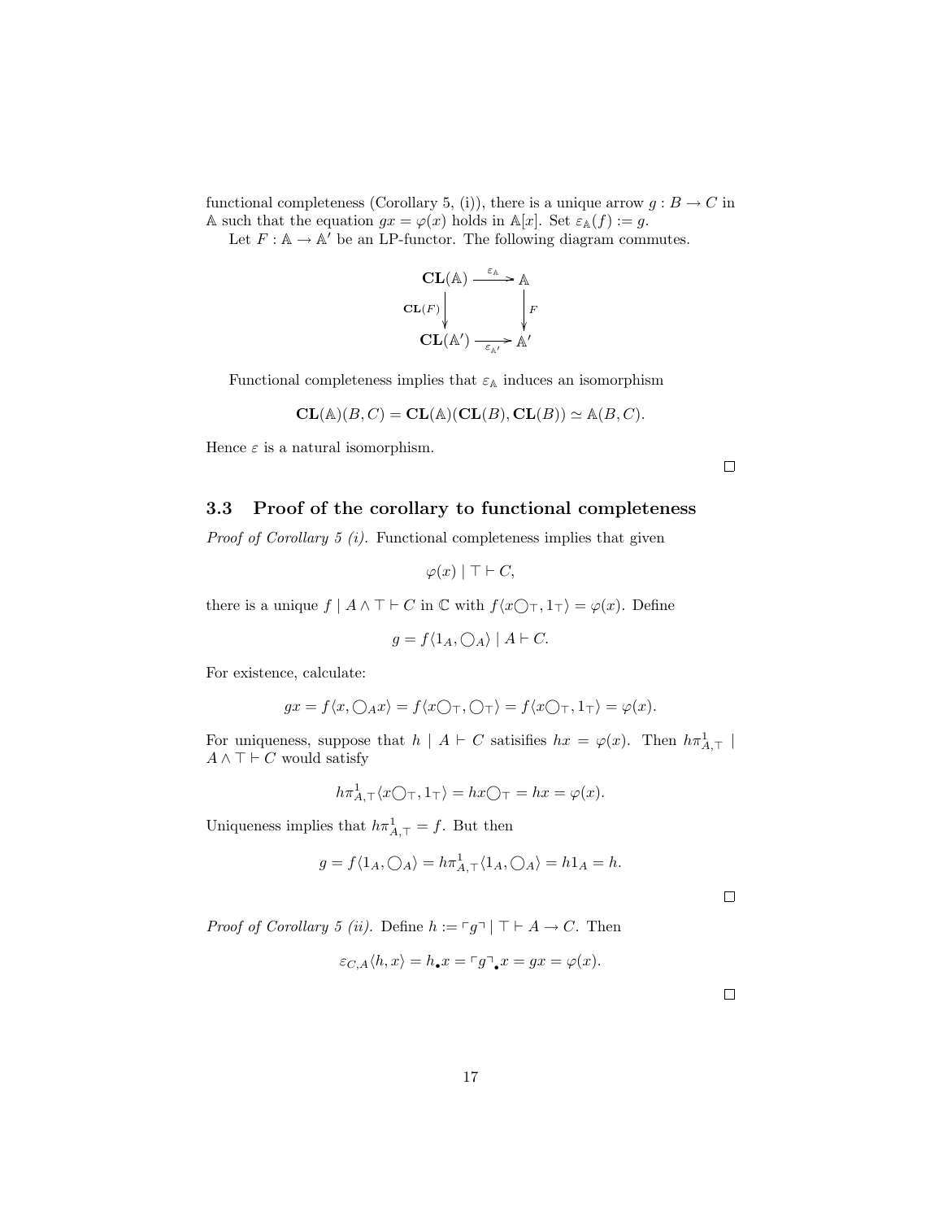functional completeness (Corollary 5, (i)), there is a unique arrow $g : B \to C$ in $\mathbb{A}$ such that the equation $gx = \varphi(x)$ holds in $\mathbb{A}[x]$. Set $\varepsilon_{\mathbb{A}}(f) := g$.

Let $F : \mathbb{A} \to \mathbb{A}'$ be an LP-functor. The following diagram commutes.

$$\begin{array}{ccc}
\mathbf{CL}(\mathbb{A}) & \xrightarrow{\varepsilon_{\mathbb{A}}} & \mathbb{A} \\
{\scriptstyle \mathbf{CL}(F)}\downarrow & & \downarrow{\scriptstyle F} \\
\mathbf{CL}(\mathbb{A}') & \xrightarrow[\varepsilon_{\mathbb{A}'}]{} & \mathbb{A}'
\end{array}$$

Functional completeness implies that $\varepsilon_{\mathbb{A}}$ induces an isomorphism

$$\mathbf{CL}(\mathbb{A})(B, C) = \mathbf{CL}(\mathbb{A})(\mathbf{CL}(B), \mathbf{CL}(B)) \simeq \mathbb{A}(B, C).$$

Hence $\varepsilon$ is a natural isomorphism.

□

### 3.3 Proof of the corollary to functional completeness

*Proof of Corollary 5 (i).* Functional completeness implies that given

$$\varphi(x) \mid \top \vdash C,$$

there is a unique $f \mid A \wedge \top \vdash C$ in $\mathbb{C}$ with $f\langle x\bigcirc_\top, 1_\top\rangle = \varphi(x)$. Define

$$g = f\langle 1_A, \bigcirc_A\rangle \mid A \vdash C.$$

For existence, calculate:

$$gx = f\langle x, \bigcirc_A x\rangle = f\langle x\bigcirc_\top, \bigcirc_\top\rangle = f\langle x\bigcirc_\top, 1_\top\rangle = \varphi(x).$$

For uniqueness, suppose that $h \mid A \vdash C$ satisifies $hx = \varphi(x)$. Then $h\pi^1_{A,\top} \mid A \wedge \top \vdash C$ would satisfy

$$h\pi^1_{A,\top}\langle x\bigcirc_\top, 1_\top\rangle = hx\bigcirc_\top = hx = \varphi(x).$$

Uniqueness implies that $h\pi^1_{A,\top} = f$. But then

$$g = f\langle 1_A, \bigcirc_A\rangle = h\pi^1_{A,\top}\langle 1_A, \bigcirc_A\rangle = h1_A = h.$$

□

*Proof of Corollary 5 (ii).* Define $h := \ulcorner g \urcorner \mid \top \vdash A \to C$. Then

$$\varepsilon_{C,A}\langle h, x\rangle = h_\bullet x = \ulcorner g \urcorner_\bullet x = gx = \varphi(x).$$

□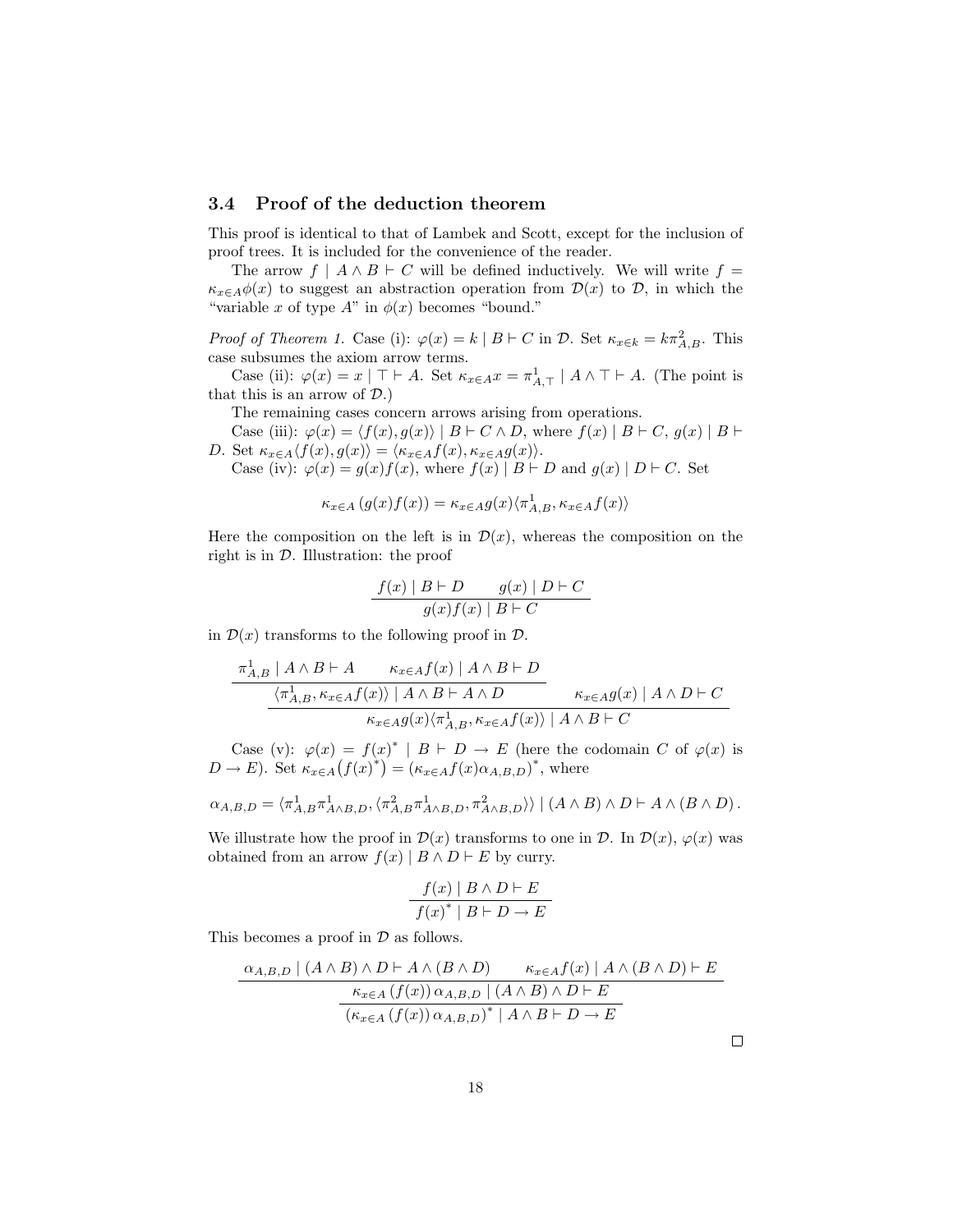### 3.4 Proof of the deduction theorem

This proof is identical to that of Lambek and Scott, except for the inclusion of proof trees. It is included for the convenience of the reader.

The arrow $f \mid A \wedge B \vdash C$ will be defined inductively. We will write $f = \kappa_{x \in A} \phi(x)$ to suggest an abstraction operation from $\mathcal{D}(x)$ to $\mathcal{D}$, in which the "variable $x$ of type $A$" in $\phi(x)$ becomes "bound."

*Proof of Theorem 1.* Case (i): $\varphi(x) = k \mid B \vdash C$ in $\mathcal{D}$. Set $\kappa_{x \in k} = k\pi^2_{A,B}$. This case subsumes the axiom arrow terms.

Case (ii): $\varphi(x) = x \mid \top \vdash A$. Set $\kappa_{x \in A} x = \pi^1_{A,\top} \mid A \wedge \top \vdash A$. (The point is that this is an arrow of $\mathcal{D}$.)

The remaining cases concern arrows arising from operations.

Case (iii): $\varphi(x) = \langle f(x), g(x) \rangle \mid B \vdash C \wedge D$, where $f(x) \mid B \vdash C$, $g(x) \mid B \vdash D$. Set $\kappa_{x \in A} \langle f(x), g(x) \rangle = \langle \kappa_{x \in A} f(x), \kappa_{x \in A} g(x) \rangle$.

Case (iv): $\varphi(x) = g(x) f(x)$, where $f(x) \mid B \vdash D$ and $g(x) \mid D \vdash C$. Set

$$\kappa_{x \in A} \left( g(x) f(x) \right) = \kappa_{x \in A} g(x) \langle \pi^1_{A,B}, \kappa_{x \in A} f(x) \rangle$$

Here the composition on the left is in $\mathcal{D}(x)$, whereas the composition on the right is in $\mathcal{D}$. Illustration: the proof

$$\frac{f(x) \mid B \vdash D \qquad g(x) \mid D \vdash C}{g(x) f(x) \mid B \vdash C}$$

in $\mathcal{D}(x)$ transforms to the following proof in $\mathcal{D}$.

$$\frac{\dfrac{\pi^1_{A,B} \mid A \wedge B \vdash A \qquad \kappa_{x \in A} f(x) \mid A \wedge B \vdash D}{\langle \pi^1_{A,B}, \kappa_{x \in A} f(x) \rangle \mid A \wedge B \vdash A \wedge D} \qquad \kappa_{x \in A} g(x) \mid A \wedge D \vdash C}{\kappa_{x \in A} g(x) \langle \pi^1_{A,B}, \kappa_{x \in A} f(x) \rangle \mid A \wedge B \vdash C}$$

Case (v): $\varphi(x) = f(x)^* \mid B \vdash D \to E$ (here the codomain $C$ of $\varphi(x)$ is $D \to E$). Set $\kappa_{x \in A} \big( f(x)^* \big) = \left( \kappa_{x \in A} f(x) \alpha_{A,B,D} \right)^*$, where

$$\alpha_{A,B,D} = \langle \pi^1_{A,B} \pi^1_{A \wedge B,D}, \langle \pi^2_{A,B} \pi^1_{A \wedge B,D}, \pi^2_{A \wedge B,D} \rangle \rangle \mid (A \wedge B) \wedge D \vdash A \wedge (B \wedge D).$$

We illustrate how the proof in $\mathcal{D}(x)$ transforms to one in $\mathcal{D}$. In $\mathcal{D}(x)$, $\varphi(x)$ was obtained from an arrow $f(x) \mid B \wedge D \vdash E$ by curry.

$$\frac{f(x) \mid B \wedge D \vdash E}{f(x)^* \mid B \vdash D \to E}$$

This becomes a proof in $\mathcal{D}$ as follows.

$$\frac{\dfrac{\alpha_{A,B,D} \mid (A \wedge B) \wedge D \vdash A \wedge (B \wedge D) \qquad \kappa_{x \in A} f(x) \mid A \wedge (B \wedge D) \vdash E}{\kappa_{x \in A} \left( f(x) \right) \alpha_{A,B,D} \mid (A \wedge B) \wedge D \vdash E}}{\left( \kappa_{x \in A} \left( f(x) \right) \alpha_{A,B,D} \right)^* \mid A \wedge B \vdash D \to E}$$

□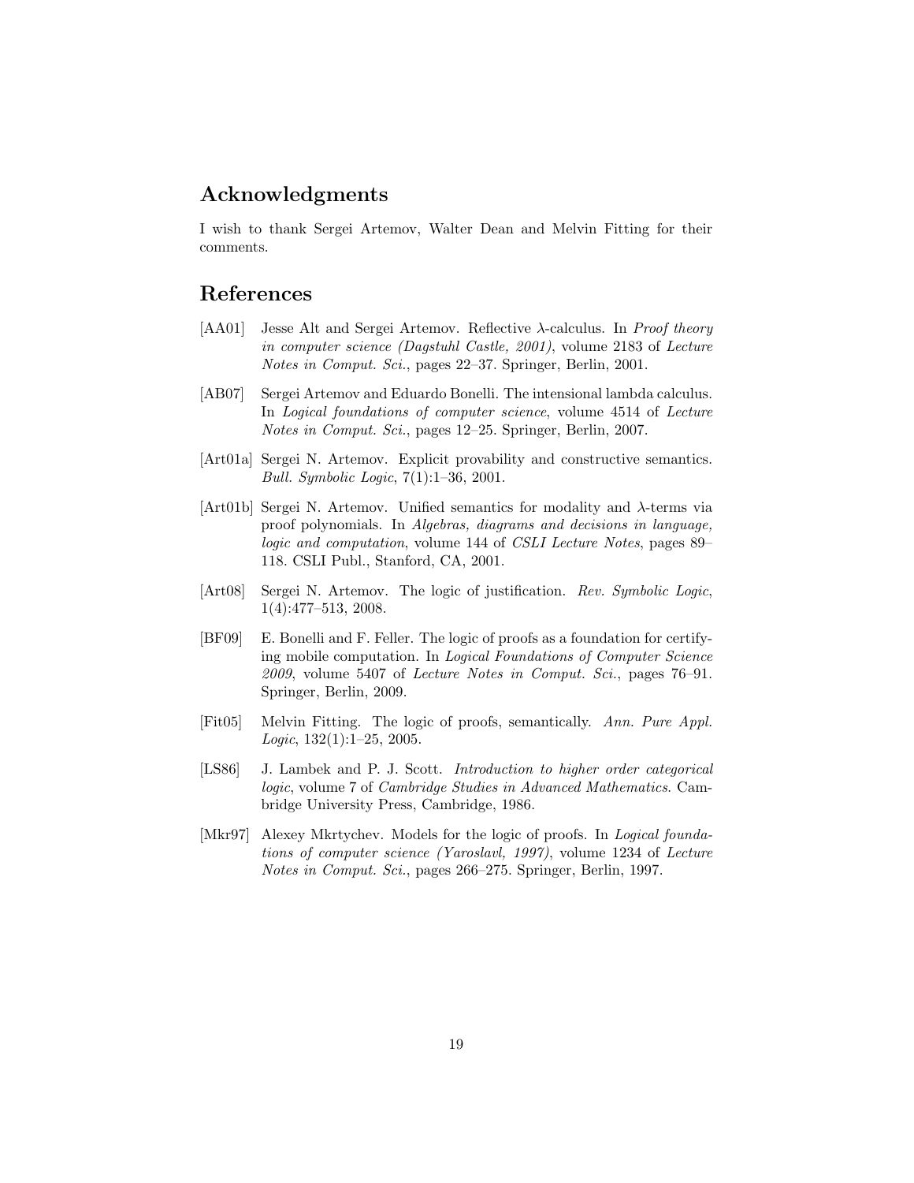## Acknowledgments

I wish to thank Sergei Artemov, Walter Dean and Melvin Fitting for their comments.

## References

[AA01] Jesse Alt and Sergei Artemov. Reflective $\lambda$-calculus. In *Proof theory in computer science (Dagstuhl Castle, 2001)*, volume 2183 of *Lecture Notes in Comput. Sci.*, pages 22–37. Springer, Berlin, 2001.

[AB07] Sergei Artemov and Eduardo Bonelli. The intensional lambda calculus. In *Logical foundations of computer science*, volume 4514 of *Lecture Notes in Comput. Sci.*, pages 12–25. Springer, Berlin, 2007.

[Art01a] Sergei N. Artemov. Explicit provability and constructive semantics. *Bull. Symbolic Logic*, 7(1):1–36, 2001.

[Art01b] Sergei N. Artemov. Unified semantics for modality and $\lambda$-terms via proof polynomials. In *Algebras, diagrams and decisions in language, logic and computation*, volume 144 of *CSLI Lecture Notes*, pages 89–118. CSLI Publ., Stanford, CA, 2001.

[Art08] Sergei N. Artemov. The logic of justification. *Rev. Symbolic Logic*, 1(4):477–513, 2008.

[BF09] E. Bonelli and F. Feller. The logic of proofs as a foundation for certifying mobile computation. In *Logical Foundations of Computer Science 2009*, volume 5407 of *Lecture Notes in Comput. Sci.*, pages 76–91. Springer, Berlin, 2009.

[Fit05] Melvin Fitting. The logic of proofs, semantically. *Ann. Pure Appl. Logic*, 132(1):1–25, 2005.

[LS86] J. Lambek and P. J. Scott. *Introduction to higher order categorical logic*, volume 7 of *Cambridge Studies in Advanced Mathematics*. Cambridge University Press, Cambridge, 1986.

[Mkr97] Alexey Mkrtychev. Models for the logic of proofs. In *Logical foundations of computer science (Yaroslavl, 1997)*, volume 1234 of *Lecture Notes in Comput. Sci.*, pages 266–275. Springer, Berlin, 1997.